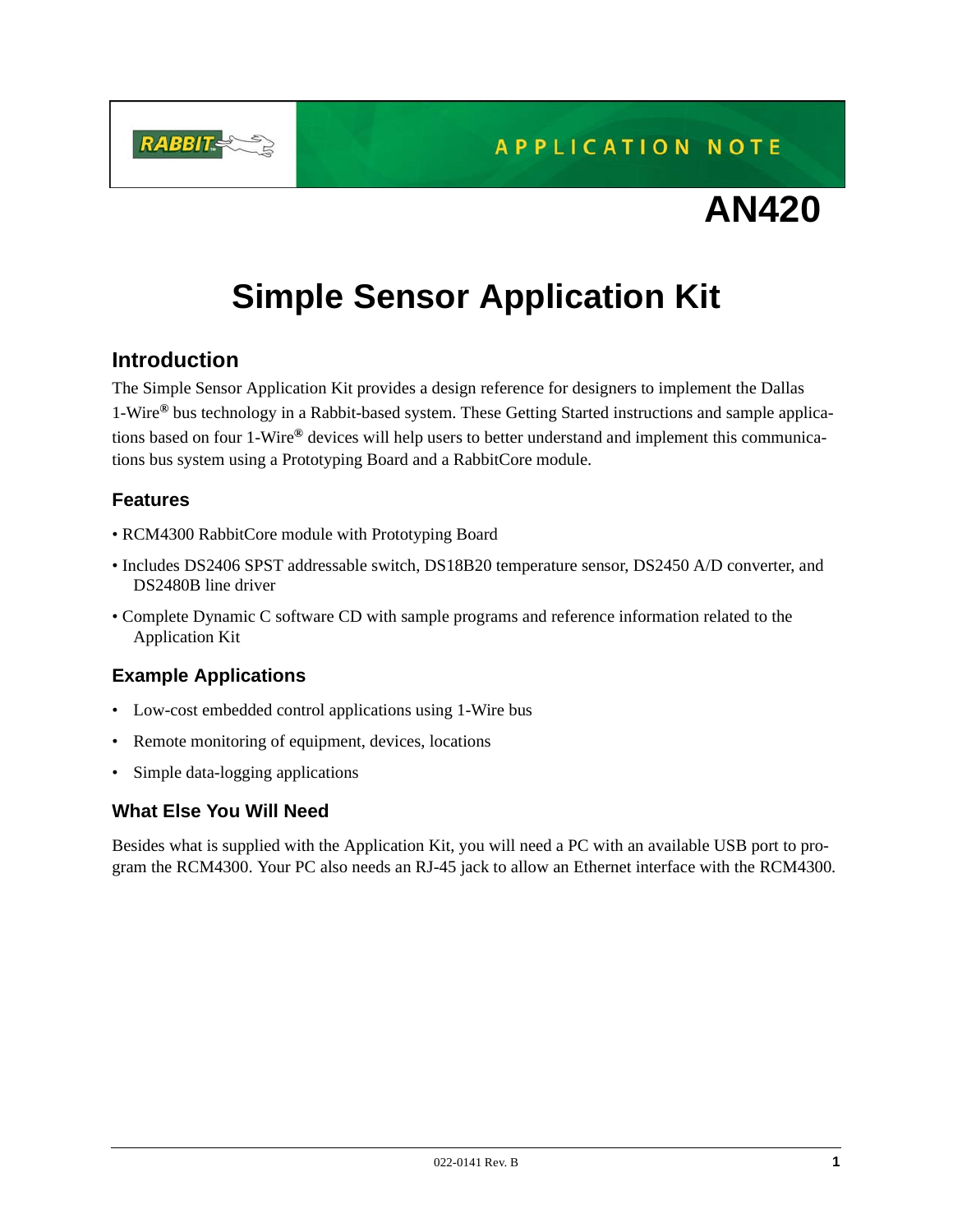APPLICATION NOTE

# AN420

# Simple Sensor Application Kit

## Introduction

The Simple Sensor Application Kit provides a design reference for designers to implement the Dallas 1-Wire® bus technology in a Rabbit-based system. These Getting Started instructions and sample applications based on four 1-Wire® devices will help users to better understand and implement this communications bus system using a Prototyping Board and a RabbitCore module.

### Features

- RCM4300 RabbitCore module with Prototyping Board
- Includes DS2406 SPST addressable switch, DS18B20 temperature sensor, DS2450 A/D converter, and DS2480B line driver
- Complete Dynamic C software CD with sample programs and reference information related to the Application Kit

### Example Applications

- Low-cost embedded control applications using 1-Wire bus
- Remote monitoring of equipment, devices, locations
- Simple data-logging applications

### What Else You Will Need

Besides what is supplied with the Application Kit, you will need a PC with an available USB port to program the RCM4300. Your PC also needs an RJ-45 jack to allow an Ethernet interface with the RCM4300.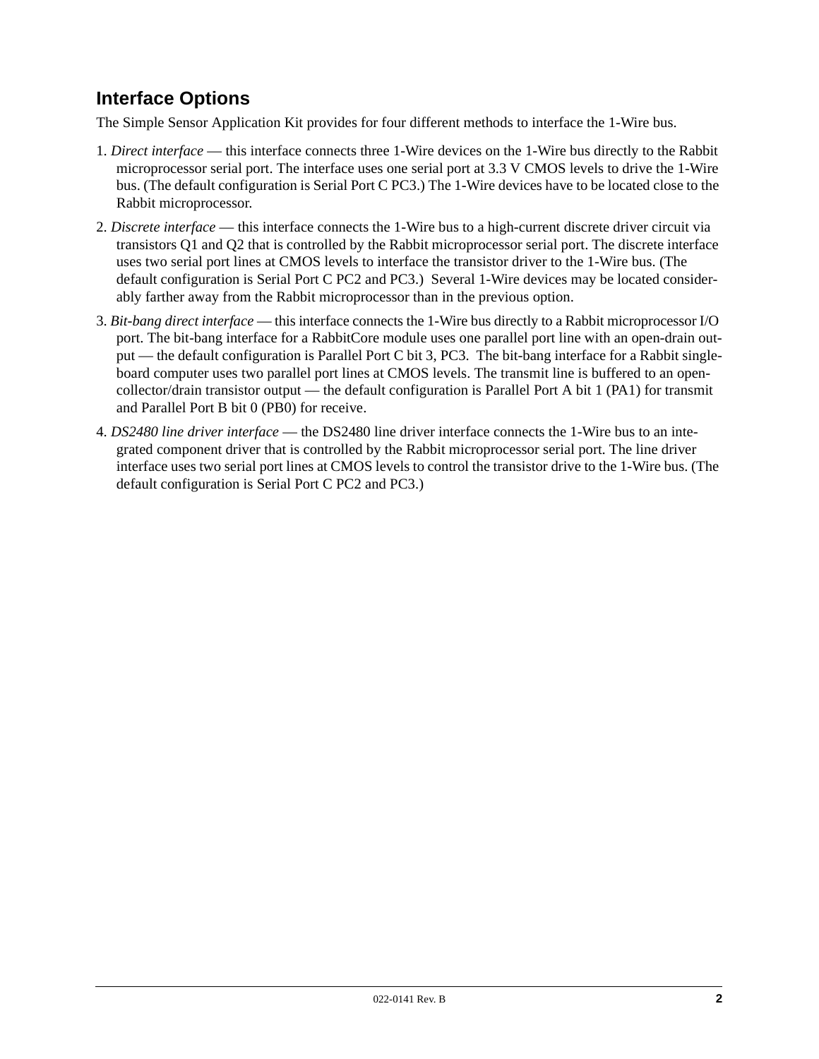## Interface Options

The Simple Sensor Application Kit provides for four different methods to interface the 1-Wire bus.

1. *Direct interface* — this interface connects three 1-Wire devices on the 1-Wire bus directly to the Rabbit microprocessor serial port. The interface uses one serial port at 3.3 V CMOS levels to drive the 1-Wire bus. (The default configuration is Serial Port C PC3.) The 1-Wire devices have to be located close to the Rabbit microprocessor.
2. *Discrete interface* — this interface connects the 1-Wire bus to a high-current discrete driver circuit via transistors Q1 and Q2 that is controlled by the Rabbit microprocessor serial port. The discrete interface uses two serial port lines at CMOS levels to interface the transistor driver to the 1-Wire bus. (The default configuration is Serial Port C PC2 and PC3.) Several 1-Wire devices may be located considerably farther away from the Rabbit microprocessor than in the previous option.
3. *Bit-bang direct interface* — this interface connects the 1-Wire bus directly to a Rabbit microprocessor I/O port. The bit-bang interface for a RabbitCore module uses one parallel port line with an open-drain output — the default configuration is Parallel Port C bit 3, PC3. The bit-bang interface for a Rabbit single-board computer uses two parallel port lines at CMOS levels. The transmit line is buffered to an open-collector/drain transistor output — the default configuration is Parallel Port A bit 1 (PA1) for transmit and Parallel Port B bit 0 (PB0) for receive.
4. *DS2480 line driver interface* — the DS2480 line driver interface connects the 1-Wire bus to an integrated component driver that is controlled by the Rabbit microprocessor serial port. The line driver interface uses two serial port lines at CMOS levels to control the transistor drive to the 1-Wire bus. (The default configuration is Serial Port C PC2 and PC3.)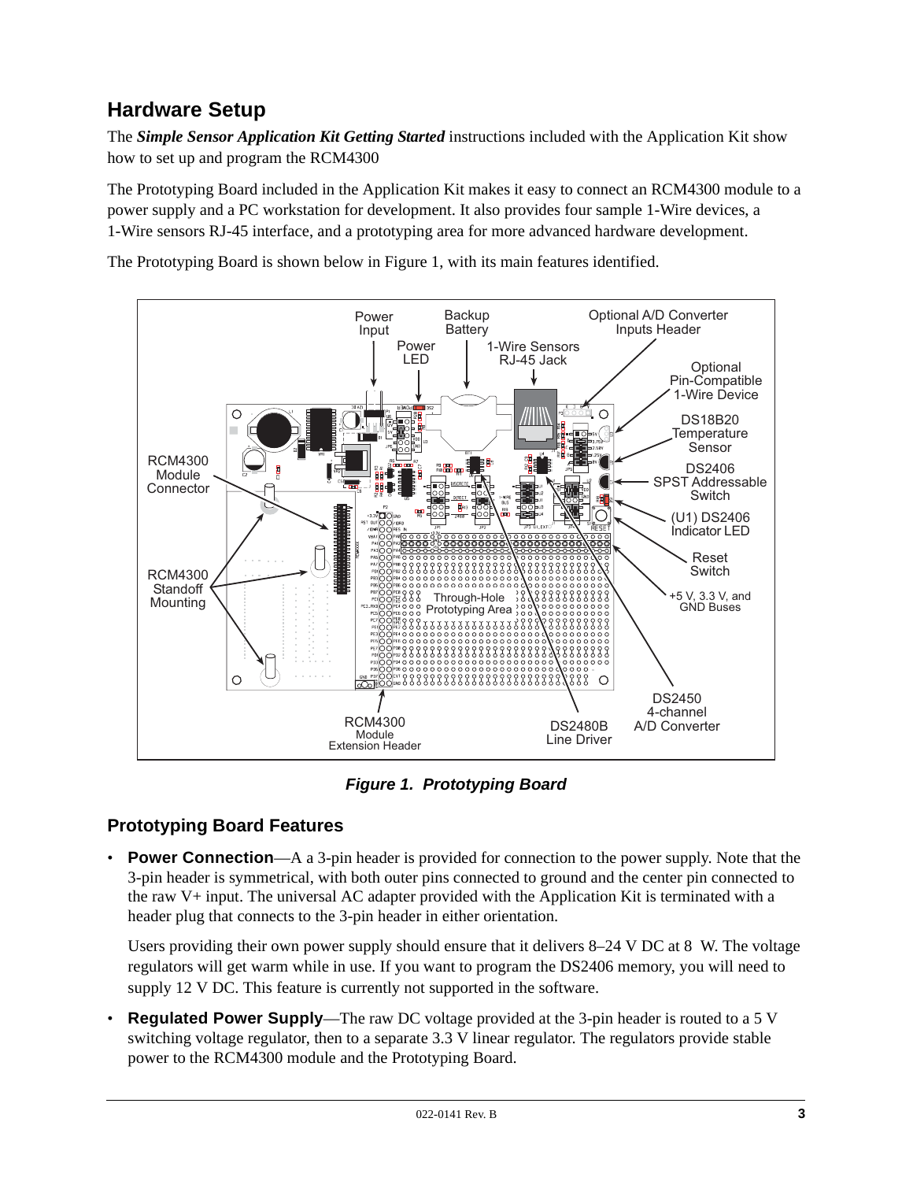## Hardware Setup

The ***Simple Sensor Application Kit Getting Started*** instructions included with the Application Kit show how to set up and program the RCM4300

The Prototyping Board included in the Application Kit makes it easy to connect an RCM4300 module to a power supply and a PC workstation for development. It also provides four sample 1-Wire devices, a 1-Wire sensors RJ-45 interface, and a prototyping area for more advanced hardware development.

The Prototyping Board is shown below in Figure 1, with its main features identified.

***Figure 1. Prototyping Board***

### Prototyping Board Features

- **Power Connection**—A a 3-pin header is provided for connection to the power supply. Note that the 3-pin header is symmetrical, with both outer pins connected to ground and the center pin connected to the raw V+ input. The universal AC adapter provided with the Application Kit is terminated with a header plug that connects to the 3-pin header in either orientation.

  Users providing their own power supply should ensure that it delivers 8–24 V DC at 8 W. The voltage regulators will get warm while in use. If you want to program the DS2406 memory, you will need to supply 12 V DC. This feature is currently not supported in the software.

- **Regulated Power Supply**—The raw DC voltage provided at the 3-pin header is routed to a 5 V switching voltage regulator, then to a separate 3.3 V linear regulator. The regulators provide stable power to the RCM4300 module and the Prototyping Board.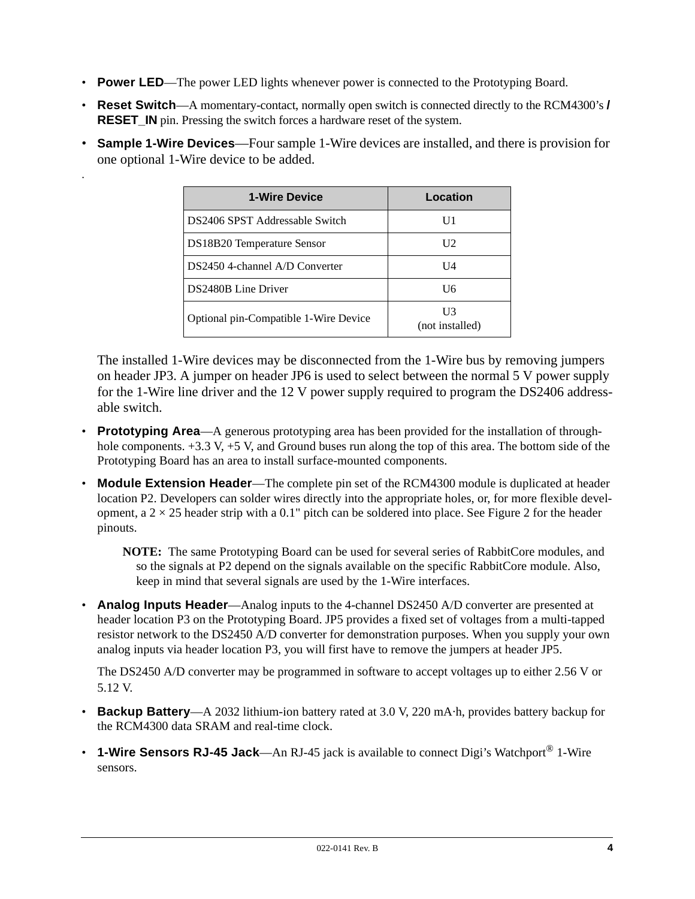- **Power LED**—The power LED lights whenever power is connected to the Prototyping Board.
- **Reset Switch**—A momentary-contact, normally open switch is connected directly to the RCM4300's **/RESET_IN** pin. Pressing the switch forces a hardware reset of the system.
- **Sample 1-Wire Devices**—Four sample 1-Wire devices are installed, and there is provision for one optional 1-Wire device to be added.

| 1-Wire Device | Location |
|---|---|
| DS2406 SPST Addressable Switch | U1 |
| DS18B20 Temperature Sensor | U2 |
| DS2450 4-channel A/D Converter | U4 |
| DS2480B Line Driver | U6 |
| Optional pin-Compatible 1-Wire Device | U3 (not installed) |

  The installed 1-Wire devices may be disconnected from the 1-Wire bus by removing jumpers on header JP3. A jumper on header JP6 is used to select between the normal 5 V power supply for the 1-Wire line driver and the 12 V power supply required to program the DS2406 addressable switch.

- **Prototyping Area**—A generous prototyping area has been provided for the installation of through-hole components. +3.3 V, +5 V, and Ground buses run along the top of this area. The bottom side of the Prototyping Board has an area to install surface-mounted components.
- **Module Extension Header**—The complete pin set of the RCM4300 module is duplicated at header location P2. Developers can solder wires directly into the appropriate holes, or, for more flexible development, a 2 × 25 header strip with a 0.1" pitch can be soldered into place. See Figure 2 for the header pinouts.

  **NOTE:** The same Prototyping Board can be used for several series of RabbitCore modules, and so the signals at P2 depend on the signals available on the specific RabbitCore module. Also, keep in mind that several signals are used by the 1-Wire interfaces.

- **Analog Inputs Header**—Analog inputs to the 4-channel DS2450 A/D converter are presented at header location P3 on the Prototyping Board. JP5 provides a fixed set of voltages from a multi-tapped resistor network to the DS2450 A/D converter for demonstration purposes. When you supply your own analog inputs via header location P3, you will first have to remove the jumpers at header JP5.

  The DS2450 A/D converter may be programmed in software to accept voltages up to either 2.56 V or 5.12 V.

- **Backup Battery**—A 2032 lithium-ion battery rated at 3.0 V, 220 mA·h, provides battery backup for the RCM4300 data SRAM and real-time clock.
- **1-Wire Sensors RJ-45 Jack**—An RJ-45 jack is available to connect Digi's Watchport® 1-Wire sensors.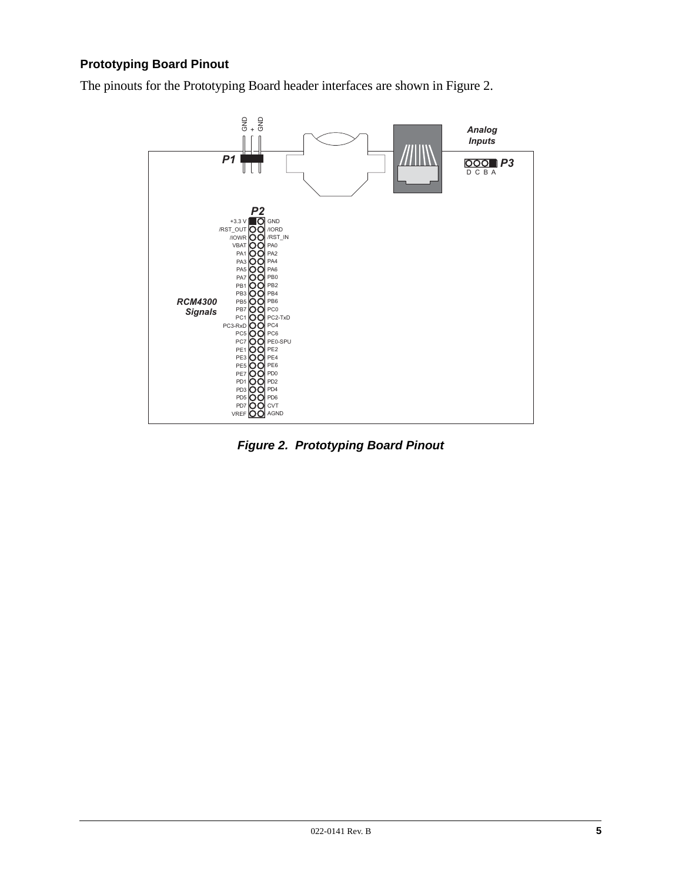### Prototyping Board Pinout

The pinouts for the Prototyping Board header interfaces are shown in Figure 2.

**P1**: GND, +, GND

**P3** (Analog Inputs): D C B A

**P2** (RCM4300 Signals):

| Pin | Pin |
|---|---|
| +3.3 V | GND |
| /RST_OUT | /IORD |
| /IOWR | /RST_IN |
| VBAT | PA0 |
| PA1 | PA2 |
| PA3 | PA4 |
| PA5 | PA6 |
| PA7 | PB0 |
| PB1 | PB2 |
| PB3 | PB4 |
| PB5 | PB6 |
| PB7 | PC0 |
| PC1 | PC2-TxD |
| PC3-RxD | PC4 |
| PC5 | PC6 |
| PC7 | PE0-SPU |
| PE1 | PE2 |
| PE3 | PE4 |
| PE5 | PE6 |
| PE7 | PD0 |
| PD1 | PD2 |
| PD3 | PD4 |
| PD5 | PD6 |
| PD7 | CVT |
| VREF | AGND |

***Figure 2. Prototyping Board Pinout***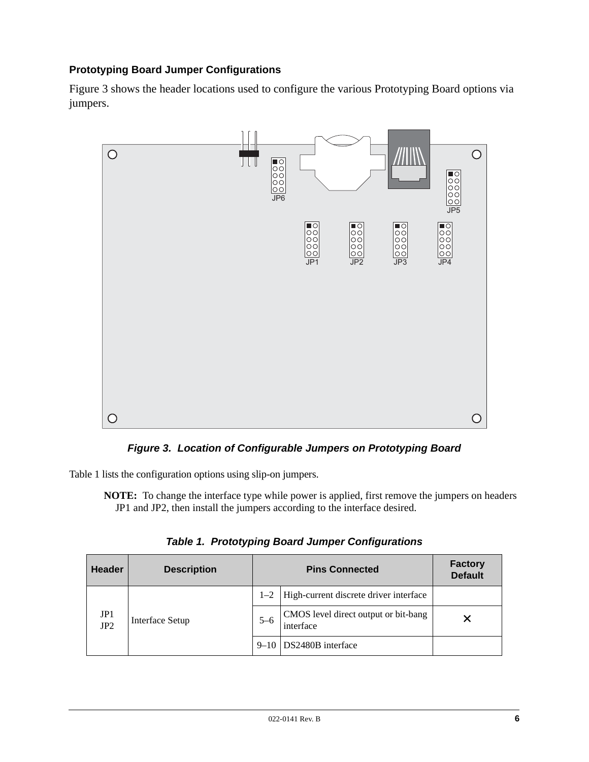### Prototyping Board Jumper Configurations

Figure 3 shows the header locations used to configure the various Prototyping Board options via jumpers.

*Figure 3. Location of Configurable Jumpers on Prototyping Board*

Table 1 lists the configuration options using slip-on jumpers.

**NOTE:** To change the interface type while power is applied, first remove the jumpers on headers JP1 and JP2, then install the jumpers according to the interface desired.

*Table 1. Prototyping Board Jumper Configurations*

| Header | Description | Pins Connected | | Factory Default |
|---|---|---|---|---|
| JP1 JP2 | Interface Setup | 1–2 | High-current discrete driver interface | |
| | | 5–6 | CMOS level direct output or bit-bang interface | × |
| | | 9–10 | DS2480B interface | |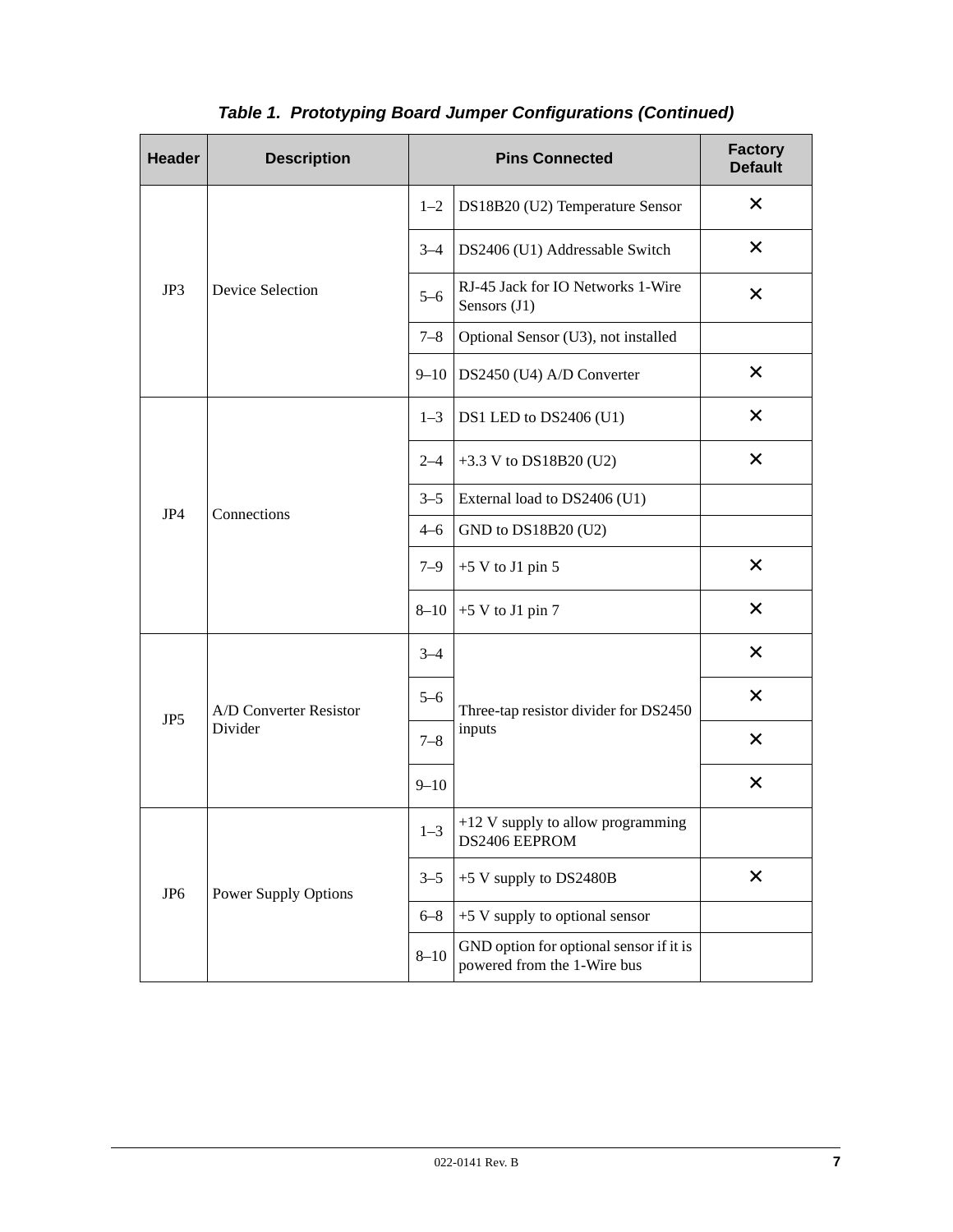*Table 1. Prototyping Board Jumper Configurations (Continued)*

| Header | Description | Pins Connected | | Factory Default |
|---|---|---|---|---|
| JP3 | Device Selection | 1–2 | DS18B20 (U2) Temperature Sensor | × |
| | | 3–4 | DS2406 (U1) Addressable Switch | × |
| | | 5–6 | RJ-45 Jack for IO Networks 1-Wire Sensors (J1) | × |
| | | 7–8 | Optional Sensor (U3), not installed | |
| | | 9–10 | DS2450 (U4) A/D Converter | × |
| JP4 | Connections | 1–3 | DS1 LED to DS2406 (U1) | × |
| | | 2–4 | +3.3 V to DS18B20 (U2) | × |
| | | 3–5 | External load to DS2406 (U1) | |
| | | 4–6 | GND to DS18B20 (U2) | |
| | | 7–9 | +5 V to J1 pin 5 | × |
| | | 8–10 | +5 V to J1 pin 7 | × |
| JP5 | A/D Converter Resistor Divider | 3–4 | Three-tap resistor divider for DS2450 inputs | × |
| | | 5–6 | | × |
| | | 7–8 | | × |
| | | 9–10 | | × |
| JP6 | Power Supply Options | 1–3 | +12 V supply to allow programming DS2406 EEPROM | |
| | | 3–5 | +5 V supply to DS2480B | × |
| | | 6–8 | +5 V supply to optional sensor | |
| | | 8–10 | GND option for optional sensor if it is powered from the 1-Wire bus | |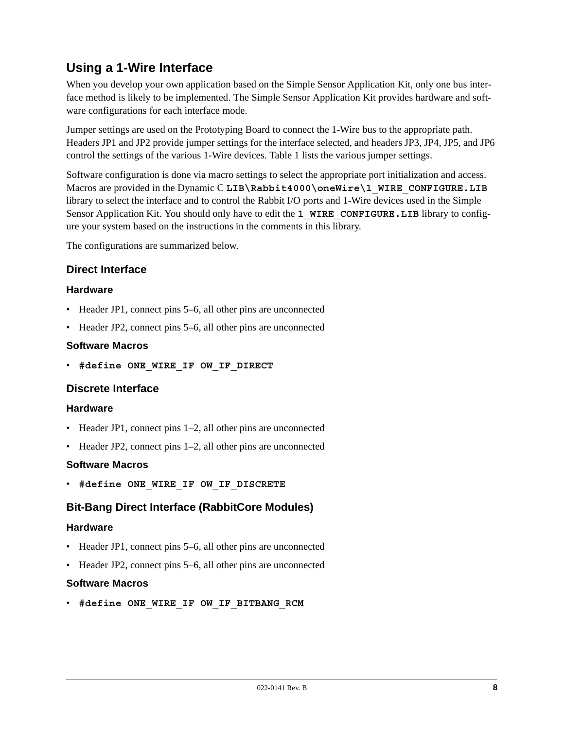## Using a 1-Wire Interface

When you develop your own application based on the Simple Sensor Application Kit, only one bus interface method is likely to be implemented. The Simple Sensor Application Kit provides hardware and software configurations for each interface mode.

Jumper settings are used on the Prototyping Board to connect the 1-Wire bus to the appropriate path. Headers JP1 and JP2 provide jumper settings for the interface selected, and headers JP3, JP4, JP5, and JP6 control the settings of the various 1-Wire devices. Table 1 lists the various jumper settings.

Software configuration is done via macro settings to select the appropriate port initialization and access. Macros are provided in the Dynamic C **LIB\Rabbit4000\oneWire\1_WIRE_CONFIGURE.LIB** library to select the interface and to control the Rabbit I/O ports and 1-Wire devices used in the Simple Sensor Application Kit. You should only have to edit the **1_WIRE_CONFIGURE.LIB** library to configure your system based on the instructions in the comments in this library.

The configurations are summarized below.

### Direct Interface

#### Hardware

- Header JP1, connect pins 5–6, all other pins are unconnected
- Header JP2, connect pins 5–6, all other pins are unconnected

#### Software Macros

- **#define ONE_WIRE_IF OW_IF_DIRECT**

### Discrete Interface

#### Hardware

- Header JP1, connect pins 1–2, all other pins are unconnected
- Header JP2, connect pins 1–2, all other pins are unconnected

#### Software Macros

- **#define ONE_WIRE_IF OW_IF_DISCRETE**

### Bit-Bang Direct Interface (RabbitCore Modules)

#### Hardware

- Header JP1, connect pins 5–6, all other pins are unconnected
- Header JP2, connect pins 5–6, all other pins are unconnected

#### Software Macros

- **#define ONE_WIRE_IF OW_IF_BITBANG_RCM**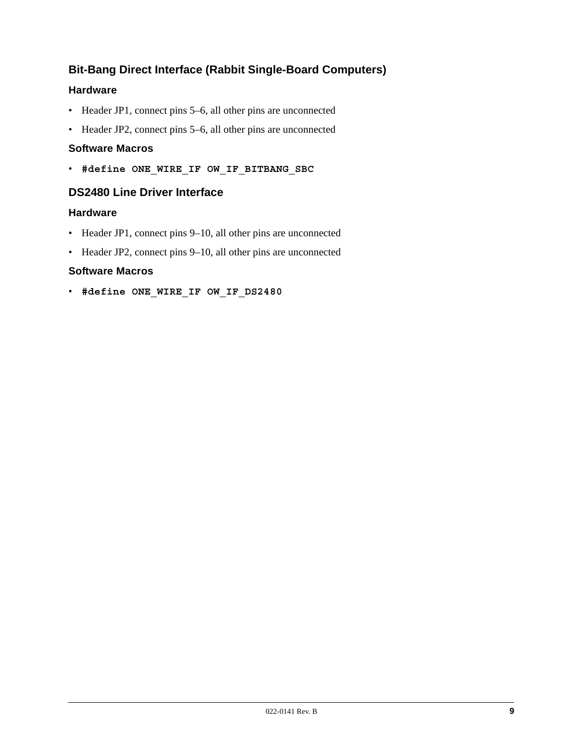### Bit-Bang Direct Interface (Rabbit Single-Board Computers)

#### Hardware

- Header JP1, connect pins 5–6, all other pins are unconnected
- Header JP2, connect pins 5–6, all other pins are unconnected

#### Software Macros

- **`#define ONE_WIRE_IF OW_IF_BITBANG_SBC`**

### DS2480 Line Driver Interface

#### Hardware

- Header JP1, connect pins 9–10, all other pins are unconnected
- Header JP2, connect pins 9–10, all other pins are unconnected

#### Software Macros

- **`#define ONE_WIRE_IF OW_IF_DS2480`**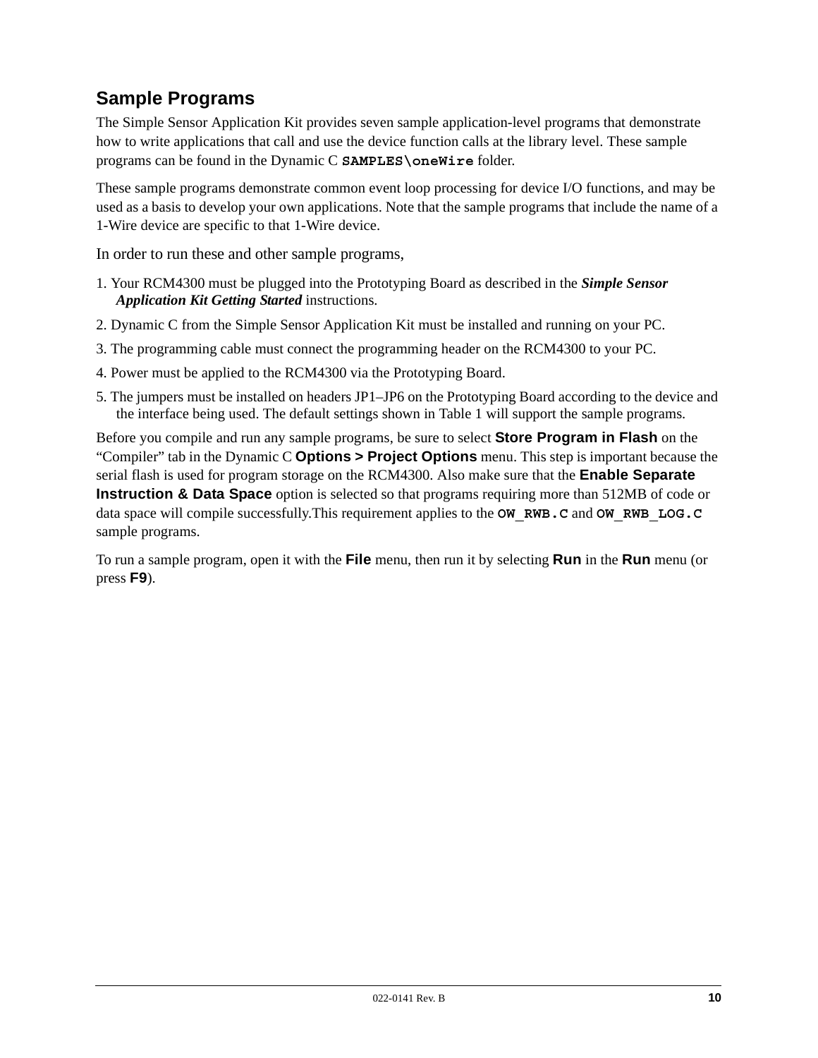## Sample Programs

The Simple Sensor Application Kit provides seven sample application-level programs that demonstrate how to write applications that call and use the device function calls at the library level. These sample programs can be found in the Dynamic C **`SAMPLES\oneWire`** folder.

These sample programs demonstrate common event loop processing for device I/O functions, and may be used as a basis to develop your own applications. Note that the sample programs that include the name of a 1-Wire device are specific to that 1-Wire device.

In order to run these and other sample programs,

1. Your RCM4300 must be plugged into the Prototyping Board as described in the ***Simple Sensor Application Kit Getting Started*** instructions.
2. Dynamic C from the Simple Sensor Application Kit must be installed and running on your PC.
3. The programming cable must connect the programming header on the RCM4300 to your PC.
4. Power must be applied to the RCM4300 via the Prototyping Board.
5. The jumpers must be installed on headers JP1–JP6 on the Prototyping Board according to the device and the interface being used. The default settings shown in Table 1 will support the sample programs.

Before you compile and run any sample programs, be sure to select **Store Program in Flash** on the "Compiler" tab in the Dynamic C **Options > Project Options** menu. This step is important because the serial flash is used for program storage on the RCM4300. Also make sure that the **Enable Separate Instruction & Data Space** option is selected so that programs requiring more than 512MB of code or data space will compile successfully.This requirement applies to the **`OW_RWB.C`** and **`OW_RWB_LOG.C`** sample programs.

To run a sample program, open it with the **File** menu, then run it by selecting **Run** in the **Run** menu (or press **F9**).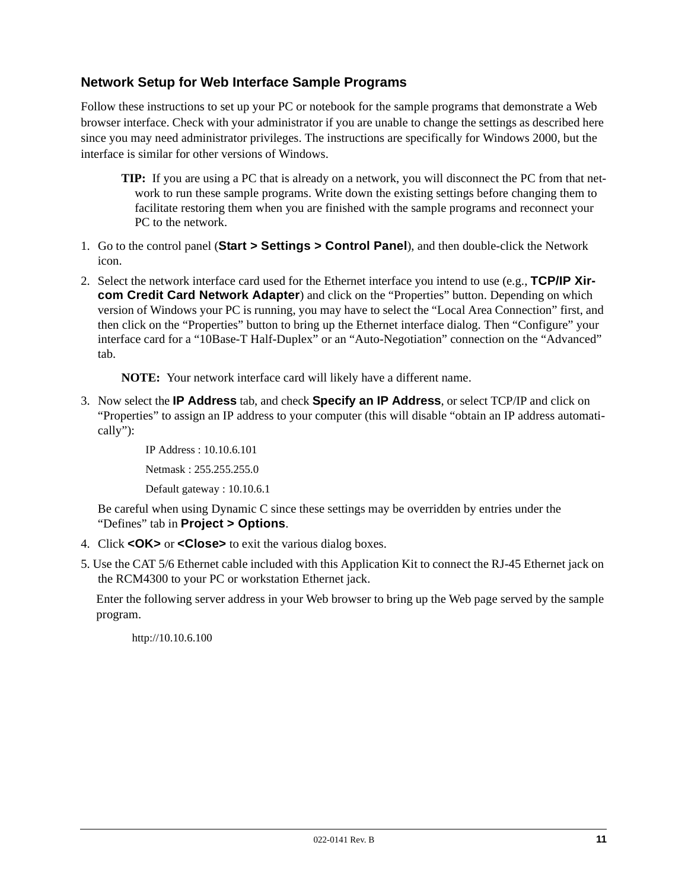### Network Setup for Web Interface Sample Programs

Follow these instructions to set up your PC or notebook for the sample programs that demonstrate a Web browser interface. Check with your administrator if you are unable to change the settings as described here since you may need administrator privileges. The instructions are specifically for Windows 2000, but the interface is similar for other versions of Windows.

> **TIP:** If you are using a PC that is already on a network, you will disconnect the PC from that network to run these sample programs. Write down the existing settings before changing them to facilitate restoring them when you are finished with the sample programs and reconnect your PC to the network.

1. Go to the control panel (**Start > Settings > Control Panel**), and then double-click the Network icon.
2. Select the network interface card used for the Ethernet interface you intend to use (e.g., **TCP/IP Xircom Credit Card Network Adapter**) and click on the “Properties” button. Depending on which version of Windows your PC is running, you may have to select the “Local Area Connection” first, and then click on the “Properties” button to bring up the Ethernet interface dialog. Then “Configure” your interface card for a “10Base-T Half-Duplex” or an “Auto-Negotiation” connection on the “Advanced” tab.

   > **NOTE:** Your network interface card will likely have a different name.

3. Now select the **IP Address** tab, and check **Specify an IP Address**, or select TCP/IP and click on “Properties” to assign an IP address to your computer (this will disable “obtain an IP address automatically”):

   IP Address : 10.10.6.101

   Netmask : 255.255.255.0

   Default gateway : 10.10.6.1

   Be careful when using Dynamic C since these settings may be overridden by entries under the “Defines” tab in **Project > Options**.

4. Click **<OK>** or **<Close>** to exit the various dialog boxes.
5. Use the CAT 5/6 Ethernet cable included with this Application Kit to connect the RJ-45 Ethernet jack on the RCM4300 to your PC or workstation Ethernet jack.

   Enter the following server address in your Web browser to bring up the Web page served by the sample program.

   http://10.10.6.100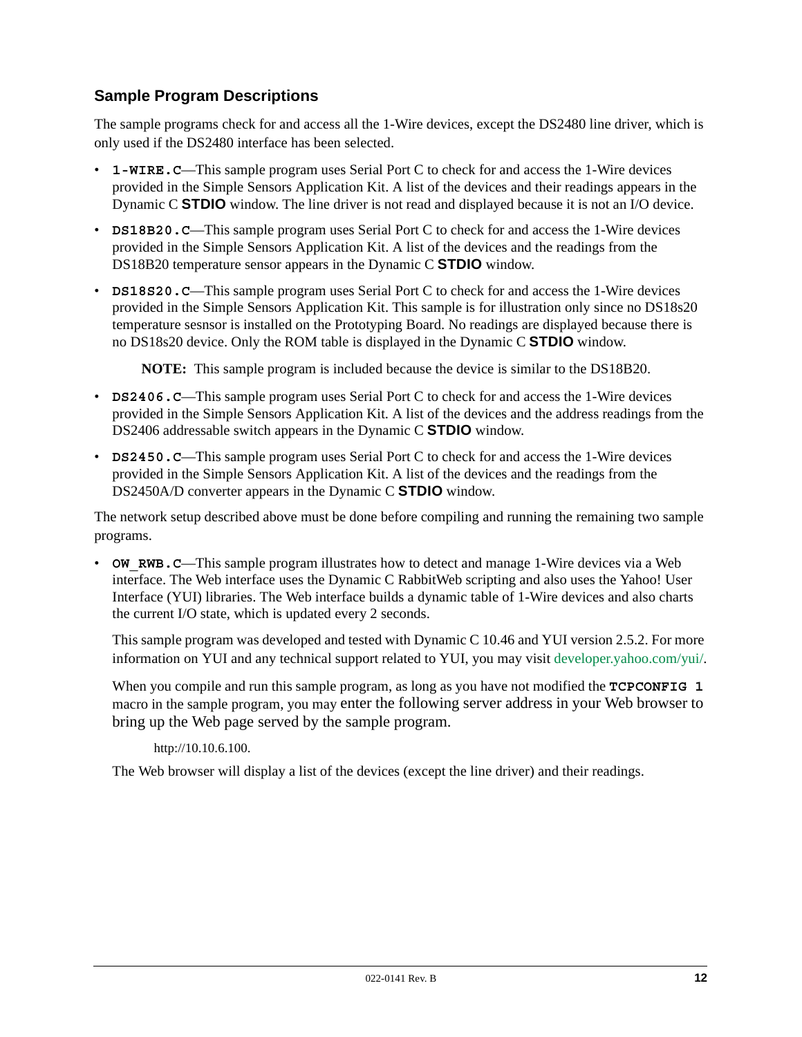### Sample Program Descriptions

The sample programs check for and access all the 1-Wire devices, except the DS2480 line driver, which is only used if the DS2480 interface has been selected.

- **`1-WIRE.C`**—This sample program uses Serial Port C to check for and access the 1-Wire devices provided in the Simple Sensors Application Kit. A list of the devices and their readings appears in the Dynamic C **STDIO** window. The line driver is not read and displayed because it is not an I/O device.
- **`DS18B20.C`**—This sample program uses Serial Port C to check for and access the 1-Wire devices provided in the Simple Sensors Application Kit. A list of the devices and the readings from the DS18B20 temperature sensor appears in the Dynamic C **STDIO** window.
- **`DS18S20.C`**—This sample program uses Serial Port C to check for and access the 1-Wire devices provided in the Simple Sensors Application Kit. This sample is for illustration only since no DS18s20 temperature sesnsor is installed on the Prototyping Board. No readings are displayed because there is no DS18s20 device. Only the ROM table is displayed in the Dynamic C **STDIO** window.

  **NOTE:** This sample program is included because the device is similar to the DS18B20.

- **`DS2406.C`**—This sample program uses Serial Port C to check for and access the 1-Wire devices provided in the Simple Sensors Application Kit. A list of the devices and the address readings from the DS2406 addressable switch appears in the Dynamic C **STDIO** window.
- **`DS2450.C`**—This sample program uses Serial Port C to check for and access the 1-Wire devices provided in the Simple Sensors Application Kit. A list of the devices and the readings from the DS2450A/D converter appears in the Dynamic C **STDIO** window.

The network setup described above must be done before compiling and running the remaining two sample programs.

- **`OW_RWB.C`**—This sample program illustrates how to detect and manage 1-Wire devices via a Web interface. The Web interface uses the Dynamic C RabbitWeb scripting and also uses the Yahoo! User Interface (YUI) libraries. The Web interface builds a dynamic table of 1-Wire devices and also charts the current I/O state, which is updated every 2 seconds.

  This sample program was developed and tested with Dynamic C 10.46 and YUI version 2.5.2. For more information on YUI and any technical support related to YUI, you may visit developer.yahoo.com/yui/.

  When you compile and run this sample program, as long as you have not modified the **`TCPCONFIG 1`** macro in the sample program, you may enter the following server address in your Web browser to bring up the Web page served by the sample program.

  http://10.10.6.100.

  The Web browser will display a list of the devices (except the line driver) and their readings.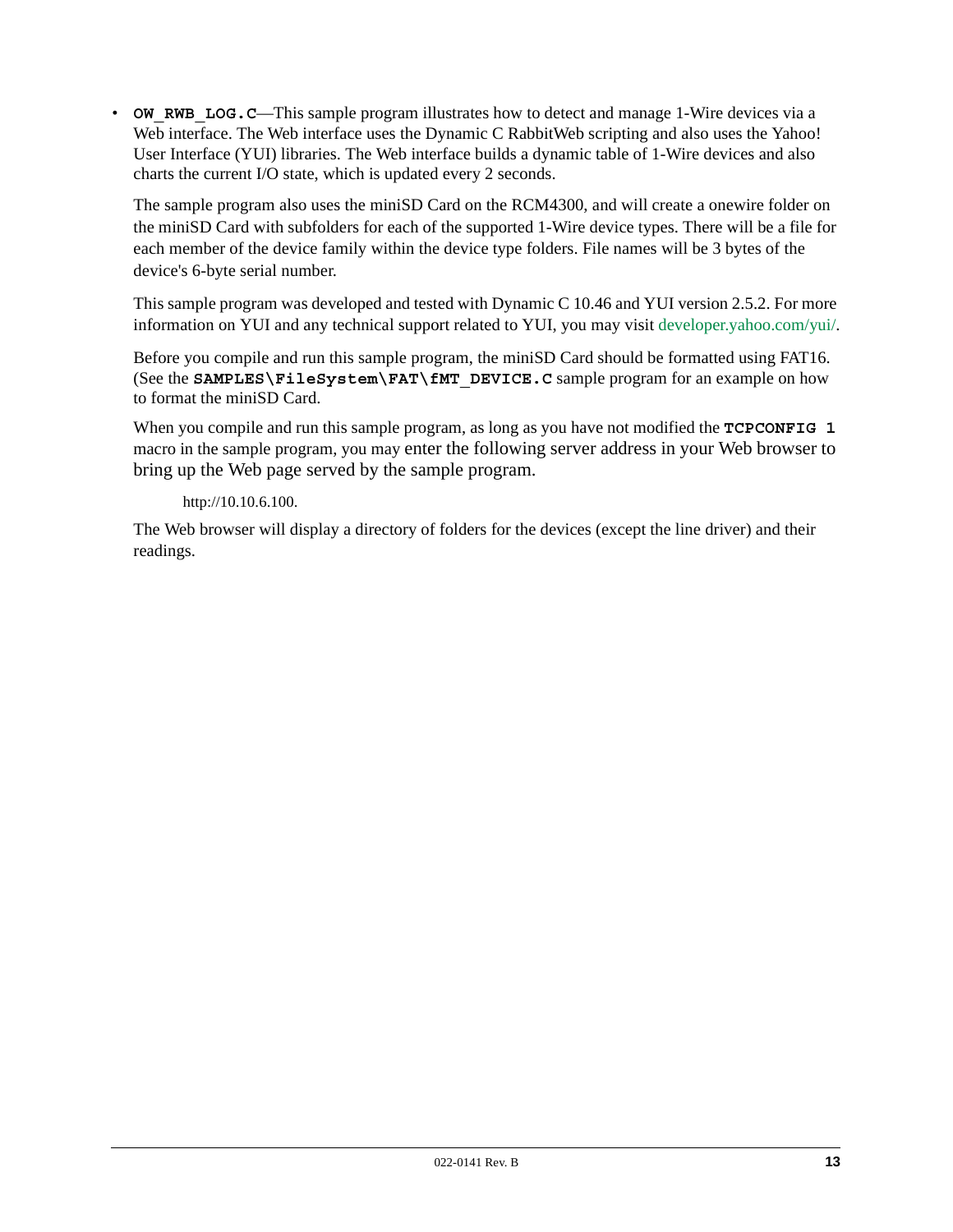- **OW_RWB_LOG.C**—This sample program illustrates how to detect and manage 1-Wire devices via a Web interface. The Web interface uses the Dynamic C RabbitWeb scripting and also uses the Yahoo! User Interface (YUI) libraries. The Web interface builds a dynamic table of 1-Wire devices and also charts the current I/O state, which is updated every 2 seconds.

  The sample program also uses the miniSD Card on the RCM4300, and will create a onewire folder on the miniSD Card with subfolders for each of the supported 1-Wire device types. There will be a file for each member of the device family within the device type folders. File names will be 3 bytes of the device's 6-byte serial number.

  This sample program was developed and tested with Dynamic C 10.46 and YUI version 2.5.2. For more information on YUI and any technical support related to YUI, you may visit developer.yahoo.com/yui/.

  Before you compile and run this sample program, the miniSD Card should be formatted using FAT16. (See the **SAMPLES\FileSystem\FAT\fMT_DEVICE.C** sample program for an example on how to format the miniSD Card.

  When you compile and run this sample program, as long as you have not modified the **TCPCONFIG 1** macro in the sample program, you may enter the following server address in your Web browser to bring up the Web page served by the sample program.

  http://10.10.6.100.

  The Web browser will display a directory of folders for the devices (except the line driver) and their readings.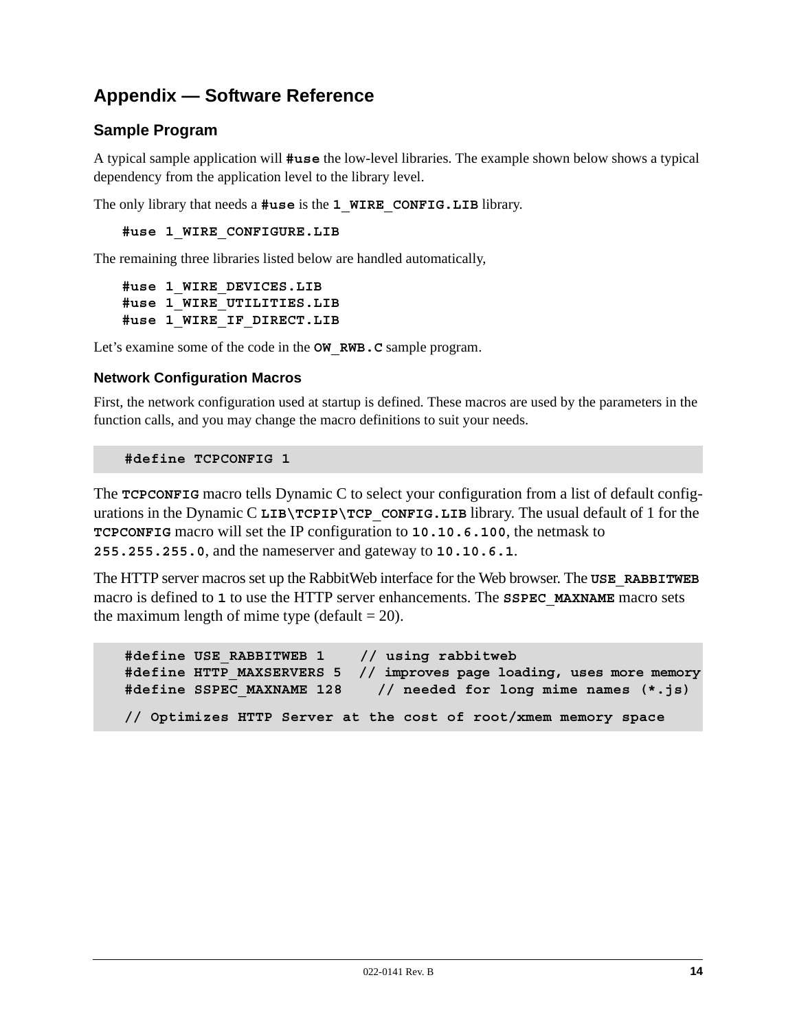# Appendix — Software Reference

## Sample Program

A typical sample application will **#use** the low-level libraries. The example shown below shows a typical dependency from the application level to the library level.

The only library that needs a **#use** is the **1_WIRE_CONFIG.LIB** library.

```
#use 1_WIRE_CONFIGURE.LIB
```

The remaining three libraries listed below are handled automatically,

```
#use 1_WIRE_DEVICES.LIB
#use 1_WIRE_UTILITIES.LIB
#use 1_WIRE_IF_DIRECT.LIB
```

Let's examine some of the code in the **OW_RWB.C** sample program.

### Network Configuration Macros

First, the network configuration used at startup is defined. These macros are used by the parameters in the function calls, and you may change the macro definitions to suit your needs.

```
#define TCPCONFIG 1
```

The **TCPCONFIG** macro tells Dynamic C to select your configuration from a list of default configurations in the Dynamic C **LIB\TCPIP\TCP_CONFIG.LIB** library. The usual default of 1 for the **TCPCONFIG** macro will set the IP configuration to **10.10.6.100**, the netmask to **255.255.255.0**, and the nameserver and gateway to **10.10.6.1**.

The HTTP server macros set up the RabbitWeb interface for the Web browser. The **USE_RABBITWEB** macro is defined to **1** to use the HTTP server enhancements. The **SSPEC_MAXNAME** macro sets the maximum length of mime type (default = 20).

```
#define USE_RABBITWEB 1    // using rabbitweb
#define HTTP_MAXSERVERS 5  // improves page loading, uses more memory
#define SSPEC_MAXNAME 128    // needed for long mime names (*.js)

// Optimizes HTTP Server at the cost of root/xmem memory space
```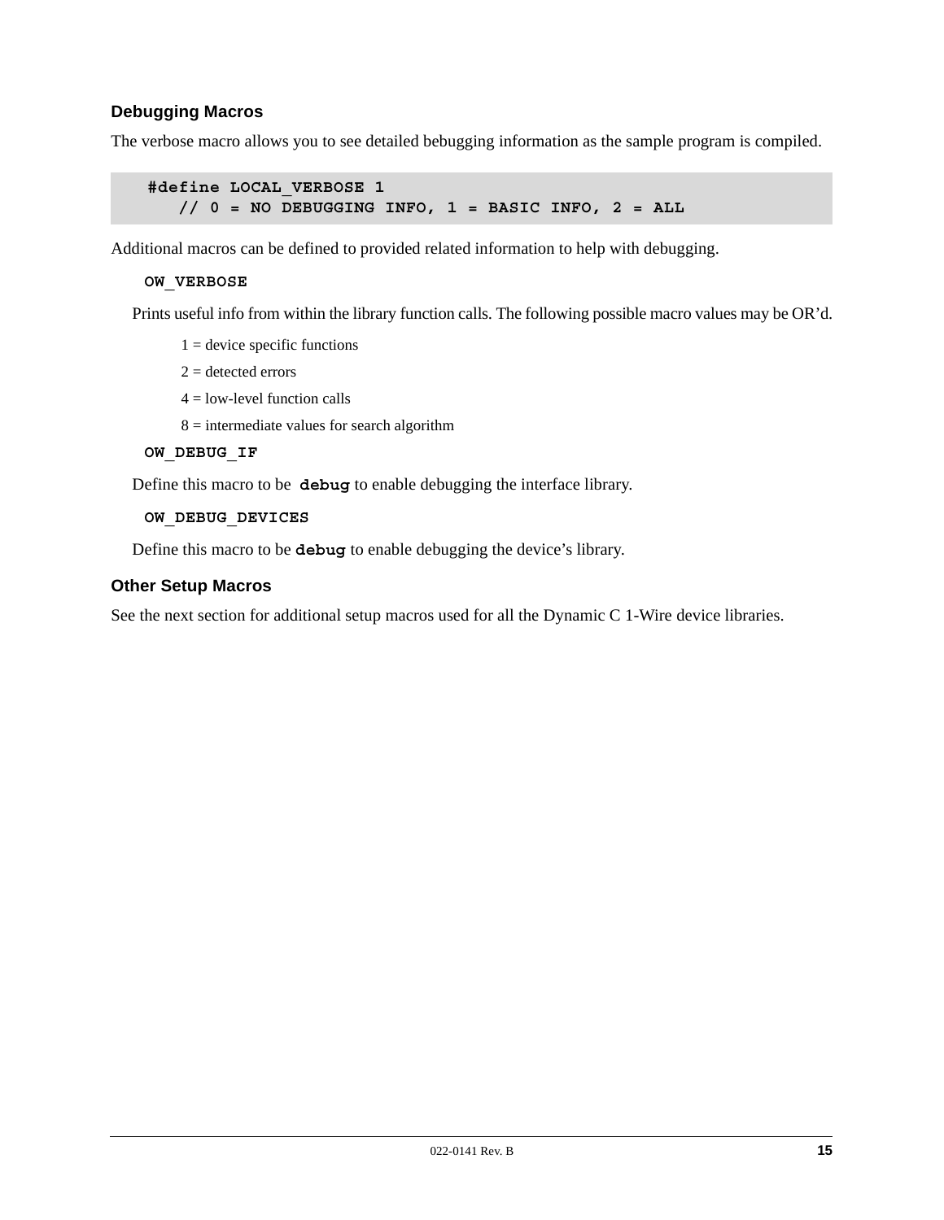### Debugging Macros

The verbose macro allows you to see detailed bebugging information as the sample program is compiled.

```
#define LOCAL_VERBOSE 1
   // 0 = NO DEBUGGING INFO, 1 = BASIC INFO, 2 = ALL
```

Additional macros can be defined to provided related information to help with debugging.

**`OW_VERBOSE`**

Prints useful info from within the library function calls. The following possible macro values may be OR'd.

1 = device specific functions

2 = detected errors

4 = low-level function calls

8 = intermediate values for search algorithm

**`OW_DEBUG_IF`**

Define this macro to be **`debug`** to enable debugging the interface library.

**`OW_DEBUG_DEVICES`**

Define this macro to be **`debug`** to enable debugging the device's library.

### Other Setup Macros

See the next section for additional setup macros used for all the Dynamic C 1-Wire device libraries.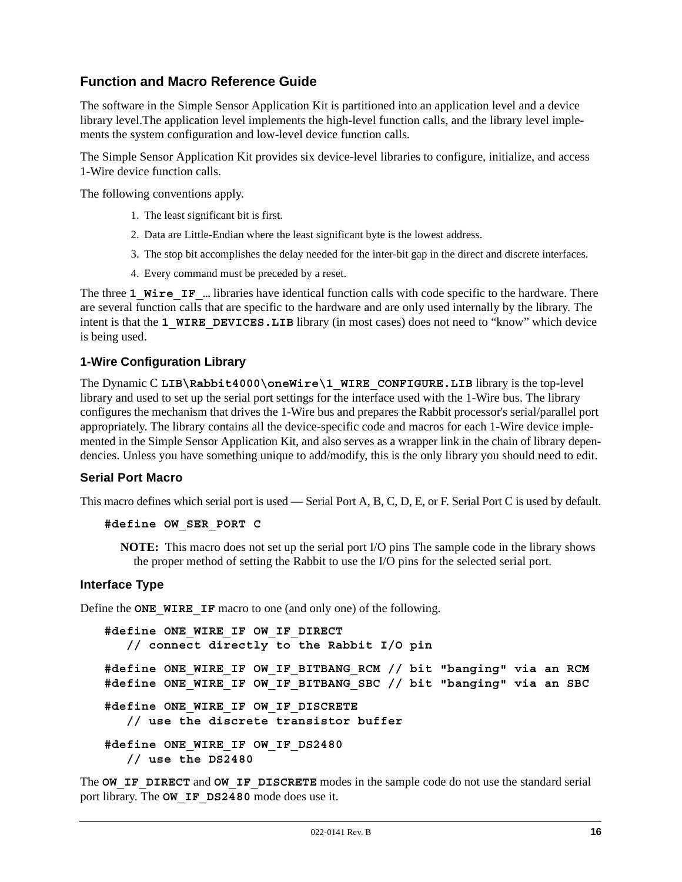## Function and Macro Reference Guide

The software in the Simple Sensor Application Kit is partitioned into an application level and a device library level.The application level implements the high-level function calls, and the library level implements the system configuration and low-level device function calls.

The Simple Sensor Application Kit provides six device-level libraries to configure, initialize, and access 1-Wire device function calls.

The following conventions apply.

1. The least significant bit is first.
2. Data are Little-Endian where the least significant byte is the lowest address.
3. The stop bit accomplishes the delay needed for the inter-bit gap in the direct and discrete interfaces.
4. Every command must be preceded by a reset.

The three **`1_Wire_IF_`**... libraries have identical function calls with code specific to the hardware. There are several function calls that are specific to the hardware and are only used internally by the library. The intent is that the **`1_WIRE_DEVICES.LIB`** library (in most cases) does not need to "know" which device is being used.

### 1-Wire Configuration Library

The Dynamic C **`LIB\Rabbit4000\oneWire\1_WIRE_CONFIGURE.LIB`** library is the top-level library and used to set up the serial port settings for the interface used with the 1-Wire bus. The library configures the mechanism that drives the 1-Wire bus and prepares the Rabbit processor's serial/parallel port appropriately. The library contains all the device-specific code and macros for each 1-Wire device implemented in the Simple Sensor Application Kit, and also serves as a wrapper link in the chain of library dependencies. Unless you have something unique to add/modify, this is the only library you should need to edit.

### Serial Port Macro

This macro defines which serial port is used — Serial Port A, B, C, D, E, or F. Serial Port C is used by default.

```
#define OW_SER_PORT C
```

> **NOTE:** This macro does not set up the serial port I/O pins The sample code in the library shows the proper method of setting the Rabbit to use the I/O pins for the selected serial port.

### Interface Type

Define the **`ONE_WIRE_IF`** macro to one (and only one) of the following.

```
#define ONE_WIRE_IF OW_IF_DIRECT
   // connect directly to the Rabbit I/O pin

#define ONE_WIRE_IF OW_IF_BITBANG_RCM // bit "banging" via an RCM
#define ONE_WIRE_IF OW_IF_BITBANG_SBC // bit "banging" via an SBC

#define ONE_WIRE_IF OW_IF_DISCRETE
   // use the discrete transistor buffer

#define ONE_WIRE_IF OW_IF_DS2480
   // use the DS2480
```

The **`OW_IF_DIRECT`** and **`OW_IF_DISCRETE`** modes in the sample code do not use the standard serial port library. The **`OW_IF_DS2480`** mode does use it.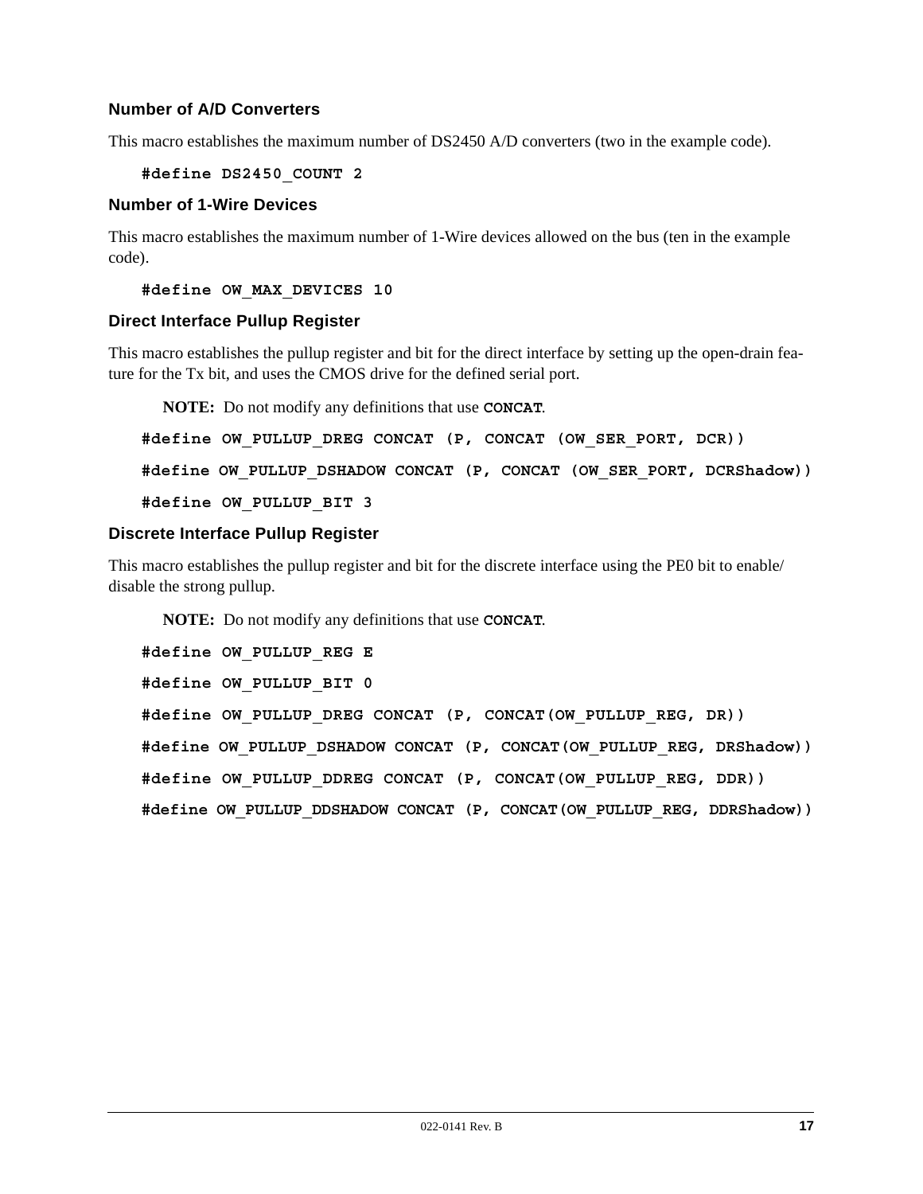### Number of A/D Converters

This macro establishes the maximum number of DS2450 A/D converters (two in the example code).

```
#define DS2450_COUNT 2
```

### Number of 1-Wire Devices

This macro establishes the maximum number of 1-Wire devices allowed on the bus (ten in the example code).

```
#define OW_MAX_DEVICES 10
```

### Direct Interface Pullup Register

This macro establishes the pullup register and bit for the direct interface by setting up the open-drain feature for the Tx bit, and uses the CMOS drive for the defined serial port.

**NOTE:** Do not modify any definitions that use `CONCAT`.

```
#define OW_PULLUP_DREG CONCAT (P, CONCAT (OW_SER_PORT, DCR))

#define OW_PULLUP_DSHADOW CONCAT (P, CONCAT (OW_SER_PORT, DCRShadow))

#define OW_PULLUP_BIT 3
```

### Discrete Interface Pullup Register

This macro establishes the pullup register and bit for the discrete interface using the PE0 bit to enable/disable the strong pullup.

**NOTE:** Do not modify any definitions that use `CONCAT`.

```
#define OW_PULLUP_REG E

#define OW_PULLUP_BIT 0

#define OW_PULLUP_DREG CONCAT (P, CONCAT(OW_PULLUP_REG, DR))

#define OW_PULLUP_DSHADOW CONCAT (P, CONCAT(OW_PULLUP_REG, DRShadow))

#define OW_PULLUP_DDREG CONCAT (P, CONCAT(OW_PULLUP_REG, DDR))

#define OW_PULLUP_DDSHADOW CONCAT (P, CONCAT(OW_PULLUP_REG, DDRShadow))
```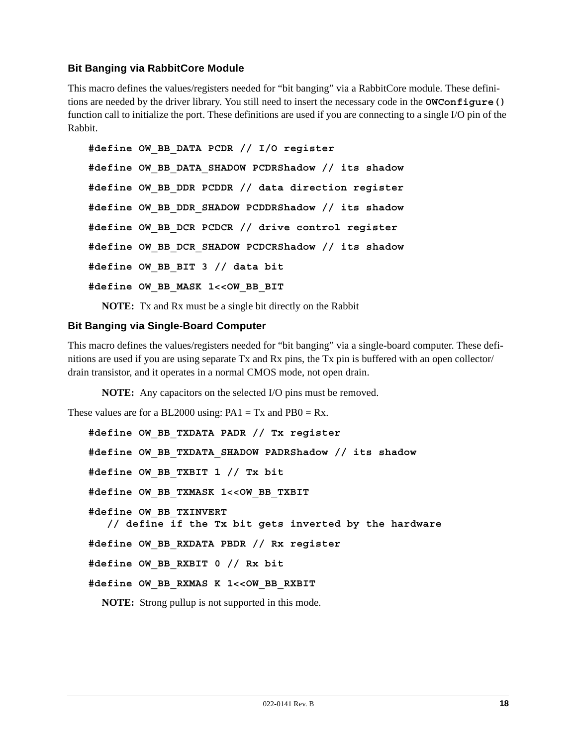### Bit Banging via RabbitCore Module

This macro defines the values/registers needed for "bit banging" via a RabbitCore module. These definitions are needed by the driver library. You still need to insert the necessary code in the **OWConfigure()** function call to initialize the port. These definitions are used if you are connecting to a single I/O pin of the Rabbit.

```
#define OW_BB_DATA PCDR // I/O register
#define OW_BB_DATA_SHADOW PCDRShadow // its shadow
#define OW_BB_DDR PCDDR // data direction register
#define OW_BB_DDR_SHADOW PCDDRShadow // its shadow
#define OW_BB_DCR PCDCR // drive control register
#define OW_BB_DCR_SHADOW PCDCRShadow // its shadow
#define OW_BB_BIT 3 // data bit
#define OW_BB_MASK 1<<OW_BB_BIT
```

**NOTE:** Tx and Rx must be a single bit directly on the Rabbit

### Bit Banging via Single-Board Computer

This macro defines the values/registers needed for "bit banging" via a single-board computer. These definitions are used if you are using separate Tx and Rx pins, the Tx pin is buffered with an open collector/drain transistor, and it operates in a normal CMOS mode, not open drain.

**NOTE:** Any capacitors on the selected I/O pins must be removed.

These values are for a BL2000 using: PA1 = Tx and PB0 = Rx.

```
#define OW_BB_TXDATA PADR // Tx register
#define OW_BB_TXDATA_SHADOW PADRShadow // its shadow
#define OW_BB_TXBIT 1 // Tx bit
#define OW_BB_TXMASK 1<<OW_BB_TXBIT
#define OW_BB_TXINVERT
   // define if the Tx bit gets inverted by the hardware
#define OW_BB_RXDATA PBDR // Rx register
#define OW_BB_RXBIT 0 // Rx bit
#define OW_BB_RXMAS K 1<<OW_BB_RXBIT
```

**NOTE:** Strong pullup is not supported in this mode.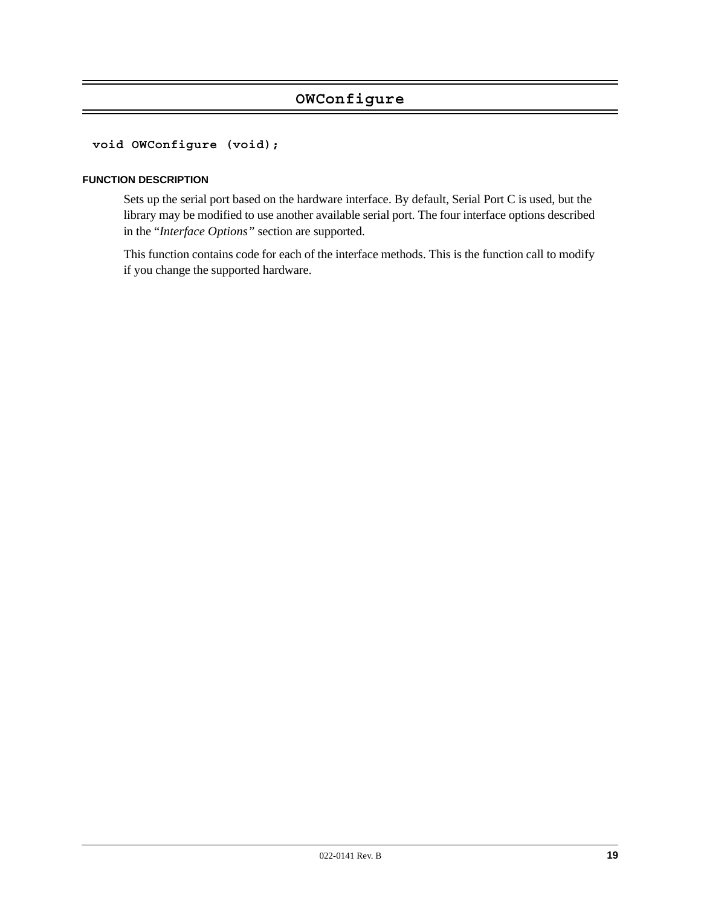## OWConfigure

```
void OWConfigure (void);
```

#### FUNCTION DESCRIPTION

Sets up the serial port based on the hardware interface. By default, Serial Port C is used, but the library may be modified to use another available serial port. The four interface options described in the "*Interface Options"* section are supported.

This function contains code for each of the interface methods. This is the function call to modify if you change the supported hardware.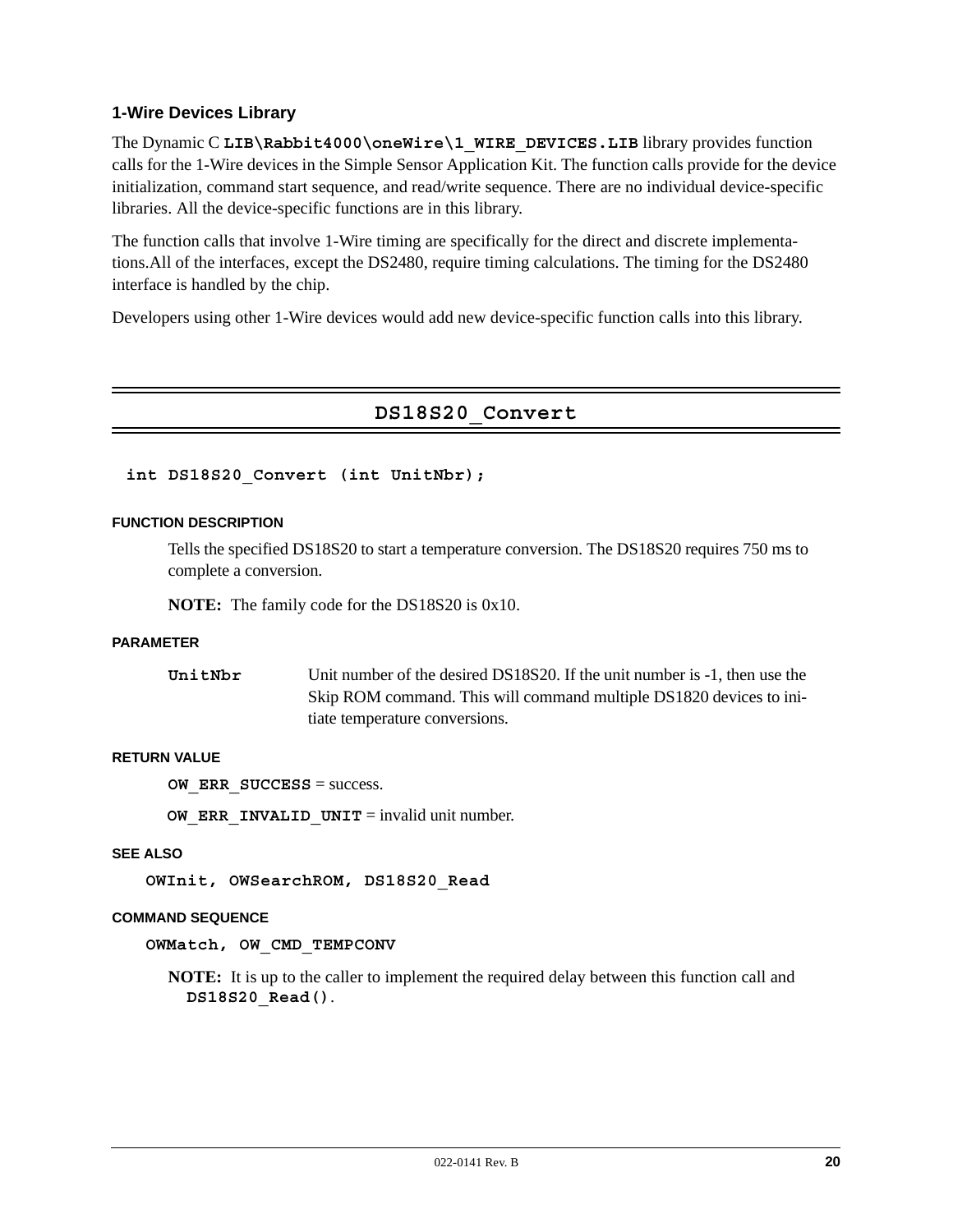### 1-Wire Devices Library

The Dynamic C **LIB\Rabbit4000\oneWire\1_WIRE_DEVICES.LIB** library provides function calls for the 1-Wire devices in the Simple Sensor Application Kit. The function calls provide for the device initialization, command start sequence, and read/write sequence. There are no individual device-specific libraries. All the device-specific functions are in this library.

The function calls that involve 1-Wire timing are specifically for the direct and discrete implementations.All of the interfaces, except the DS2480, require timing calculations. The timing for the DS2480 interface is handled by the chip.

Developers using other 1-Wire devices would add new device-specific function calls into this library.

---

## DS18S20_Convert

```
int DS18S20_Convert (int UnitNbr);
```

#### FUNCTION DESCRIPTION

Tells the specified DS18S20 to start a temperature conversion. The DS18S20 requires 750 ms to complete a conversion.

**NOTE:** The family code for the DS18S20 is 0x10.

#### PARAMETER

| | |
|---|---|
| **UnitNbr** | Unit number of the desired DS18S20. If the unit number is -1, then use the Skip ROM command. This will command multiple DS1820 devices to initiate temperature conversions. |

#### RETURN VALUE

**OW_ERR_SUCCESS** = success.

**OW_ERR_INVALID_UNIT** = invalid unit number.

#### SEE ALSO

**OWInit, OWSearchROM, DS18S20_Read**

#### COMMAND SEQUENCE

**OWMatch, OW_CMD_TEMPCONV**

**NOTE:** It is up to the caller to implement the required delay between this function call and **DS18S20_Read()**.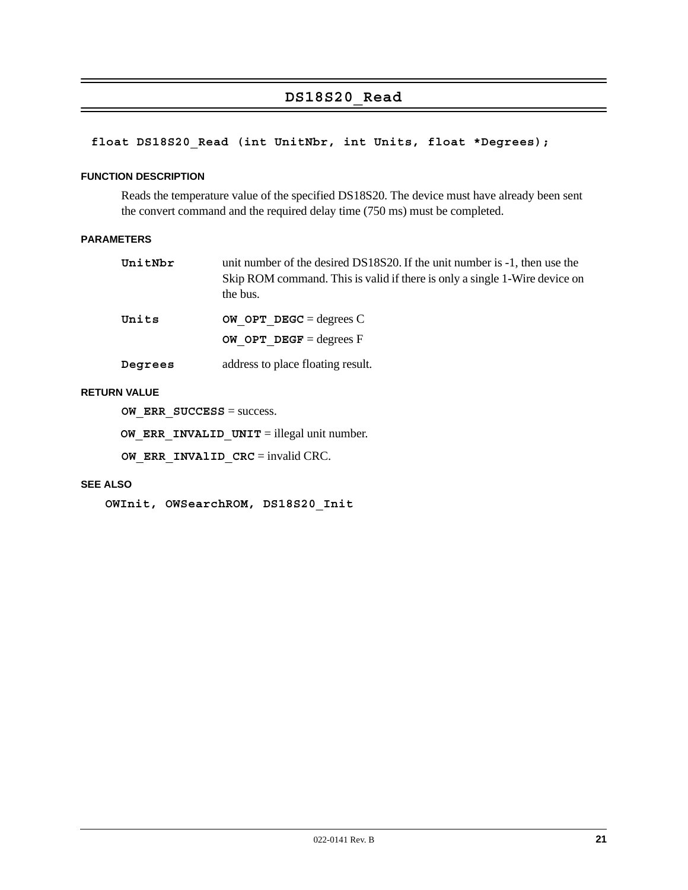## DS18S20_Read

```
float DS18S20_Read (int UnitNbr, int Units, float *Degrees);
```

#### FUNCTION DESCRIPTION

Reads the temperature value of the specified DS18S20. The device must have already been sent the convert command and the required delay time (750 ms) must be completed.

#### PARAMETERS

**UnitNbr** unit number of the desired DS18S20. If the unit number is -1, then use the Skip ROM command. This is valid if there is only a single 1-Wire device on the bus.

**Units** **OW_OPT_DEGC** = degrees C

**OW_OPT_DEGF** = degrees F

**Degrees** address to place floating result.

#### RETURN VALUE

**OW_ERR_SUCCESS** = success.

**OW_ERR_INVALID_UNIT** = illegal unit number.

**OW_ERR_INVAlID_CRC** = invalid CRC.

#### SEE ALSO

**OWInit, OWSearchROM, DS18S20_Init**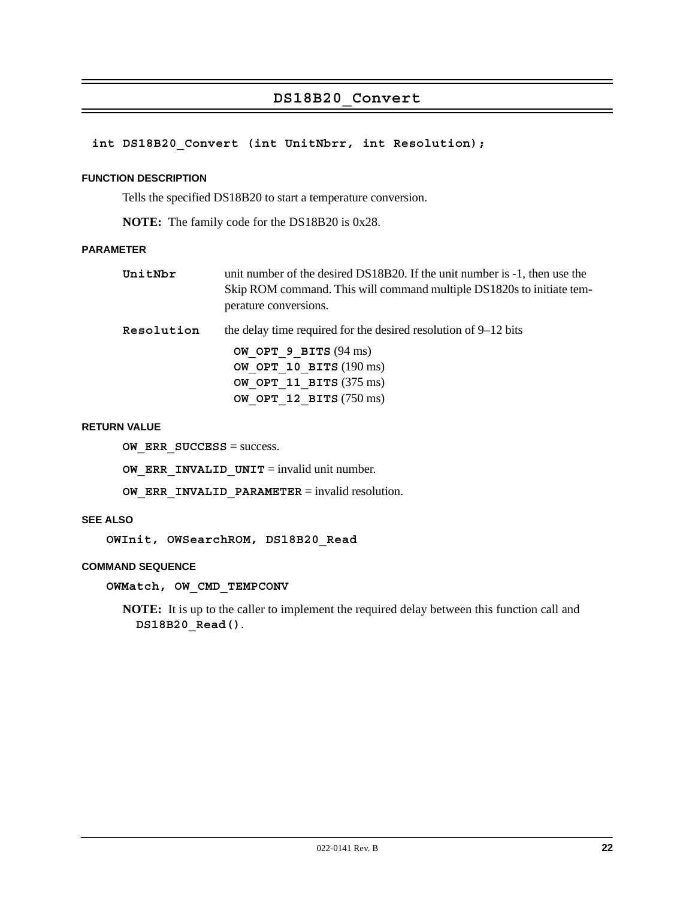## DS18B20_Convert

```
int DS18B20_Convert (int UnitNbrr, int Resolution);
```

#### FUNCTION DESCRIPTION

Tells the specified DS18B20 to start a temperature conversion.

**NOTE:** The family code for the DS18B20 is 0x28.

#### PARAMETER

**`UnitNbr`** unit number of the desired DS18B20. If the unit number is -1, then use the Skip ROM command. This will command multiple DS1820s to initiate temperature conversions.

**`Resolution`** the delay time required for the desired resolution of 9–12 bits

- **`OW_OPT_9_BITS`** (94 ms)
- **`OW_OPT_10_BITS`** (190 ms)
- **`OW_OPT_11_BITS`** (375 ms)
- **`OW_OPT_12_BITS`** (750 ms)

#### RETURN VALUE

**`OW_ERR_SUCCESS`** = success.

**`OW_ERR_INVALID_UNIT`** = invalid unit number.

**`OW_ERR_INVALID_PARAMETER`** = invalid resolution.

#### SEE ALSO

**`OWInit, OWSearchROM, DS18B20_Read`**

#### COMMAND SEQUENCE

**`OWMatch, OW_CMD_TEMPCONV`**

**NOTE:** It is up to the caller to implement the required delay between this function call and **`DS18B20_Read()`**.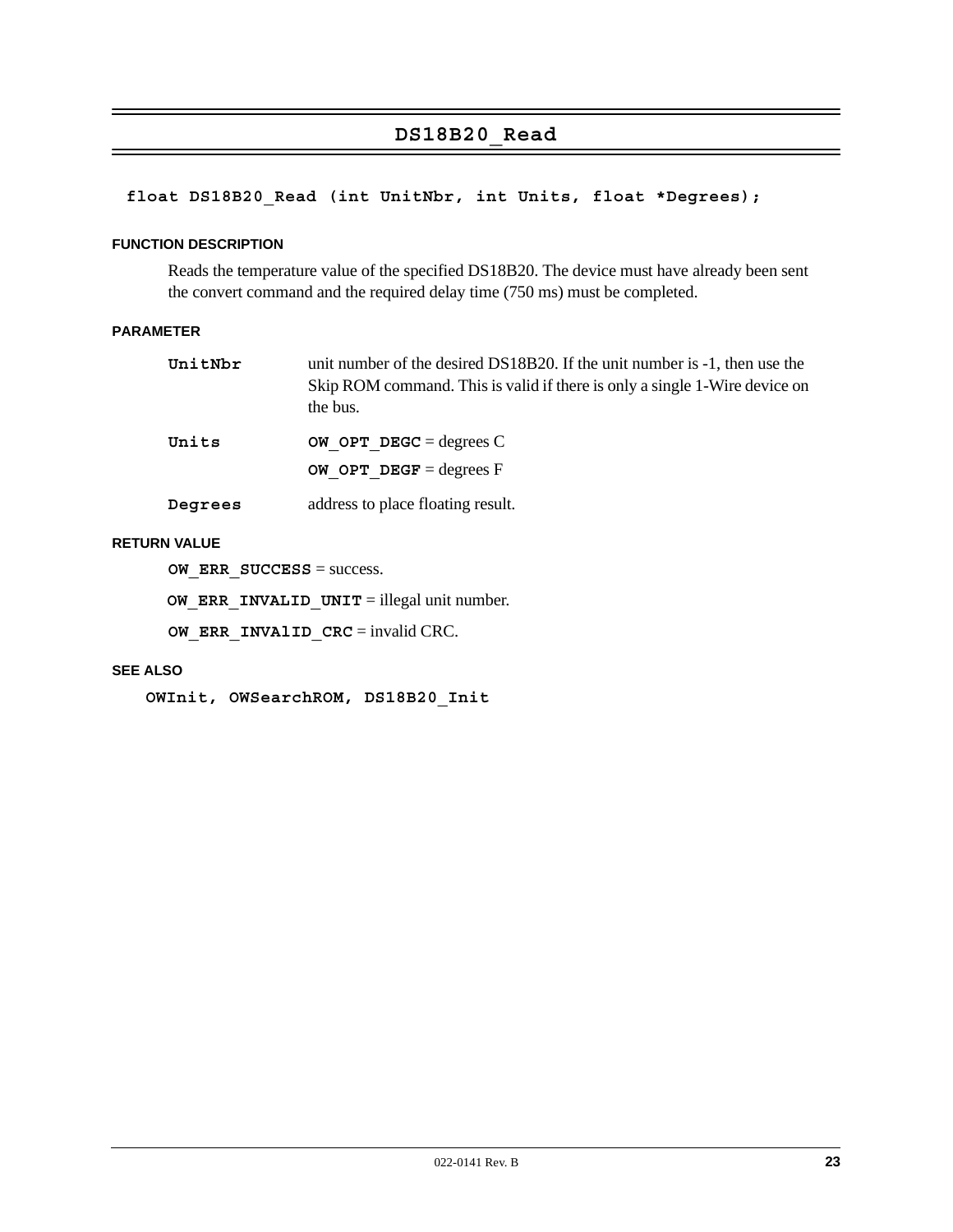# DS18B20_Read

```
float DS18B20_Read (int UnitNbr, int Units, float *Degrees);
```

#### FUNCTION DESCRIPTION

Reads the temperature value of the specified DS18B20. The device must have already been sent the convert command and the required delay time (750 ms) must be completed.

#### PARAMETER

| | |
|---|---|
| **UnitNbr** | unit number of the desired DS18B20. If the unit number is -1, then use the Skip ROM command. This is valid if there is only a single 1-Wire device on the bus. |
| **Units** | **OW_OPT_DEGC** = degrees C<br>**OW_OPT_DEGF** = degrees F |
| **Degrees** | address to place floating result. |

#### RETURN VALUE

**OW_ERR_SUCCESS** = success.

**OW_ERR_INVALID_UNIT** = illegal unit number.

**OW_ERR_INVAlID_CRC** = invalid CRC.

#### SEE ALSO

**OWInit, OWSearchROM, DS18B20_Init**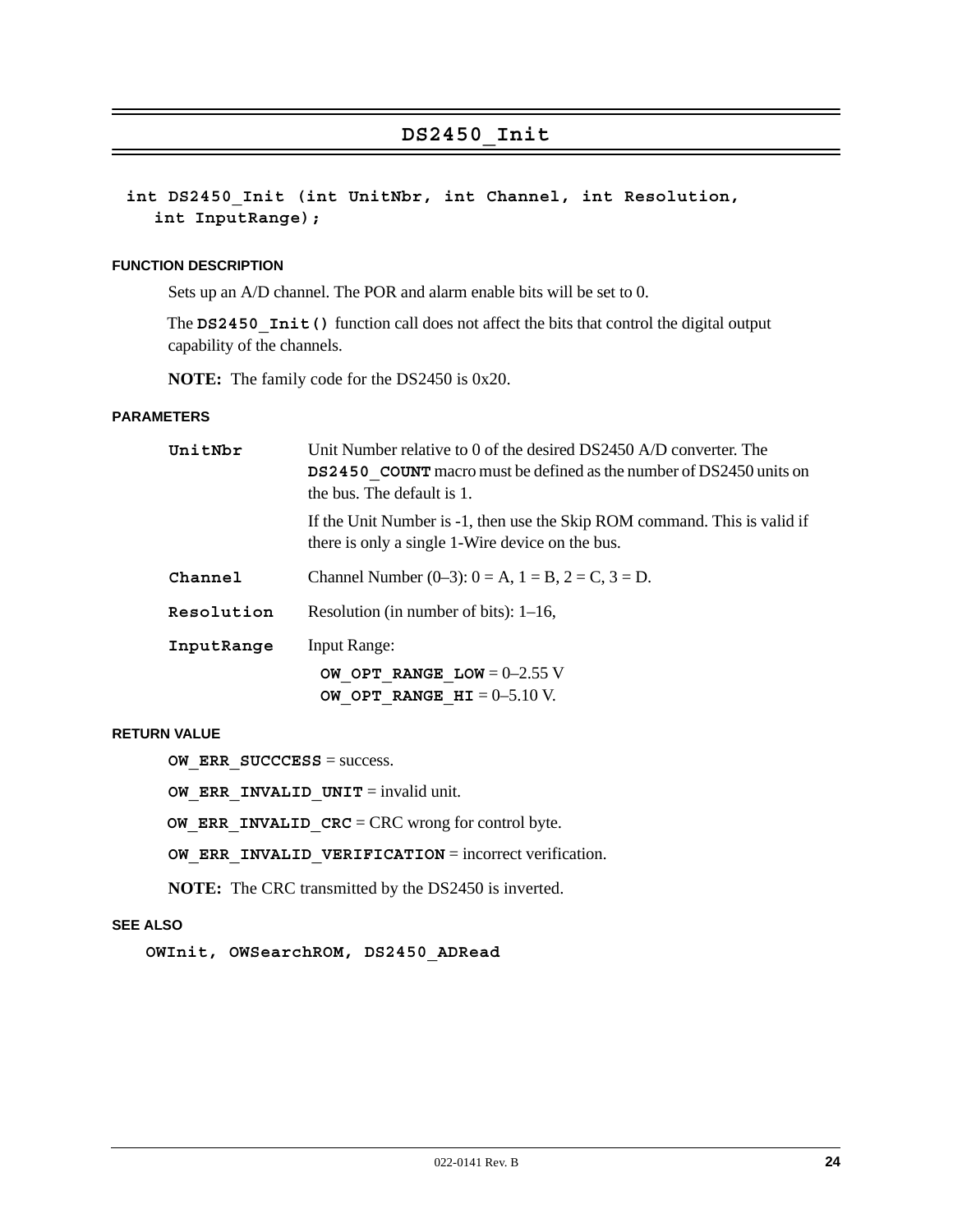# DS2450_Init

```
int DS2450_Init (int UnitNbr, int Channel, int Resolution,
   int InputRange);
```

#### FUNCTION DESCRIPTION

Sets up an A/D channel. The POR and alarm enable bits will be set to 0.

The **DS2450_Init()** function call does not affect the bits that control the digital output capability of the channels.

**NOTE:** The family code for the DS2450 is 0x20.

#### PARAMETERS

**UnitNbr**
Unit Number relative to 0 of the desired DS2450 A/D converter. The **DS2450_COUNT** macro must be defined as the number of DS2450 units on the bus. The default is 1.

If the Unit Number is -1, then use the Skip ROM command. This is valid if there is only a single 1-Wire device on the bus.

**Channel**
Channel Number (0–3): 0 = A, 1 = B, 2 = C, 3 = D.

**Resolution**
Resolution (in number of bits): 1–16,

**InputRange**
Input Range:

**OW_OPT_RANGE_LOW** = 0–2.55 V
**OW_OPT_RANGE_HI** = 0–5.10 V.

#### RETURN VALUE

**OW_ERR_SUCCCESS** = success.

**OW_ERR_INVALID_UNIT** = invalid unit.

**OW_ERR_INVALID_CRC** = CRC wrong for control byte.

**OW_ERR_INVALID_VERIFICATION** = incorrect verification.

**NOTE:** The CRC transmitted by the DS2450 is inverted.

#### SEE ALSO

**OWInit, OWSearchROM, DS2450_ADRead**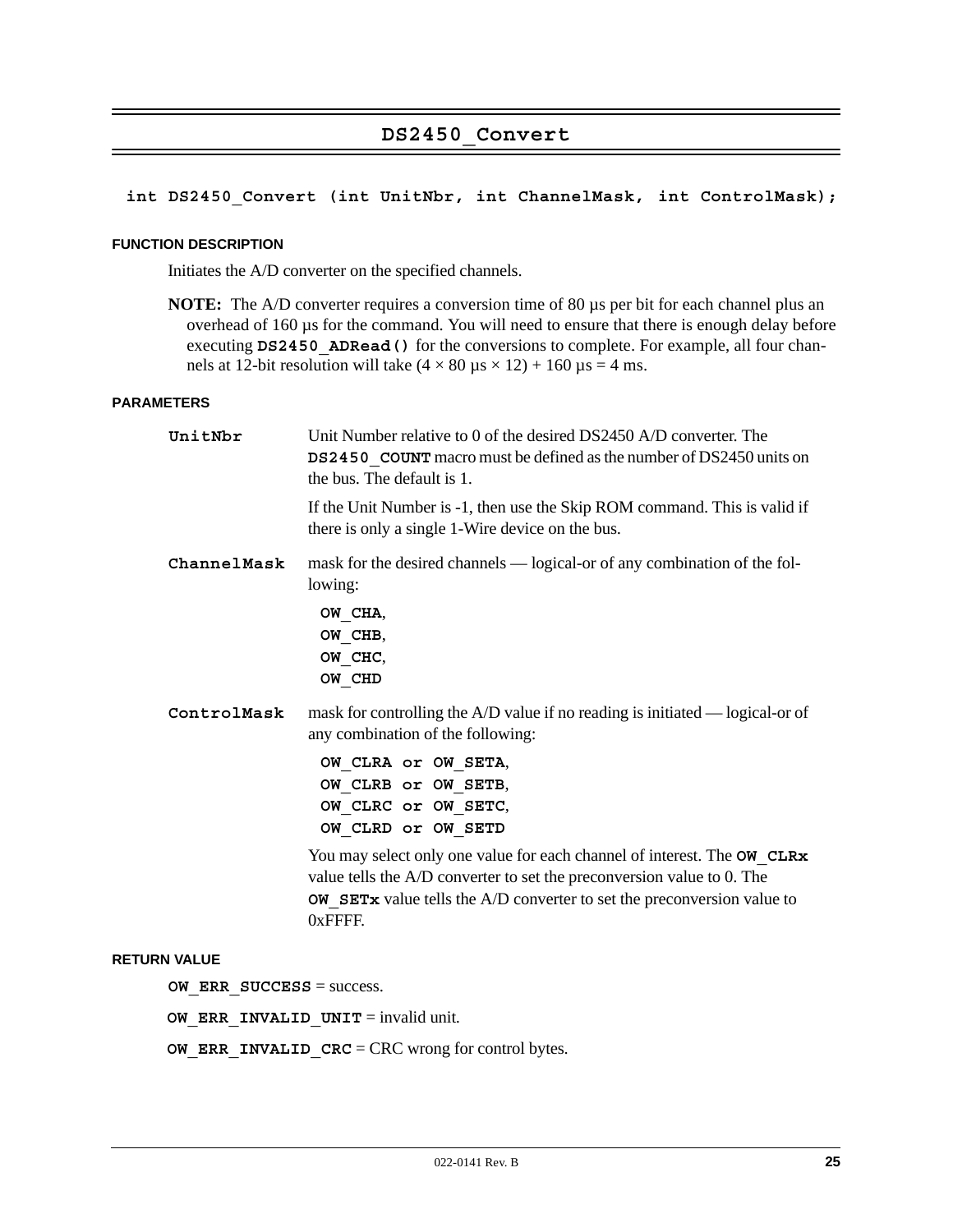## DS2450_Convert

```
int DS2450_Convert (int UnitNbr, int ChannelMask, int ControlMask);
```

#### FUNCTION DESCRIPTION

Initiates the A/D converter on the specified channels.

**NOTE:** The A/D converter requires a conversion time of 80 µs per bit for each channel plus an overhead of 160 µs for the command. You will need to ensure that there is enough delay before executing **`DS2450_ADRead()`** for the conversions to complete. For example, all four channels at 12-bit resolution will take (4 × 80 µs × 12) + 160 µs = 4 ms.

#### PARAMETERS

**`UnitNbr`**

Unit Number relative to 0 of the desired DS2450 A/D converter. The **`DS2450_COUNT`** macro must be defined as the number of DS2450 units on the bus. The default is 1.

If the Unit Number is -1, then use the Skip ROM command. This is valid if there is only a single 1-Wire device on the bus.

**`ChannelMask`**

mask for the desired channels — logical-or of any combination of the following:

**`OW_CHA`**,
**`OW_CHB`**,
**`OW_CHC`**,
**`OW_CHD`**

**`ControlMask`**

mask for controlling the A/D value if no reading is initiated — logical-or of any combination of the following:

**`OW_CLRA or OW_SETA`**,
**`OW_CLRB or OW_SETB`**,
**`OW_CLRC or OW_SETC`**,
**`OW_CLRD or OW_SETD`**

You may select only one value for each channel of interest. The **`OW_CLRx`** value tells the A/D converter to set the preconversion value to 0. The **`OW_SETx`** value tells the A/D converter to set the preconversion value to 0xFFFF.

#### RETURN VALUE

**`OW_ERR_SUCCESS`** = success.

**`OW_ERR_INVALID_UNIT`** = invalid unit.

**`OW_ERR_INVALID_CRC`** = CRC wrong for control bytes.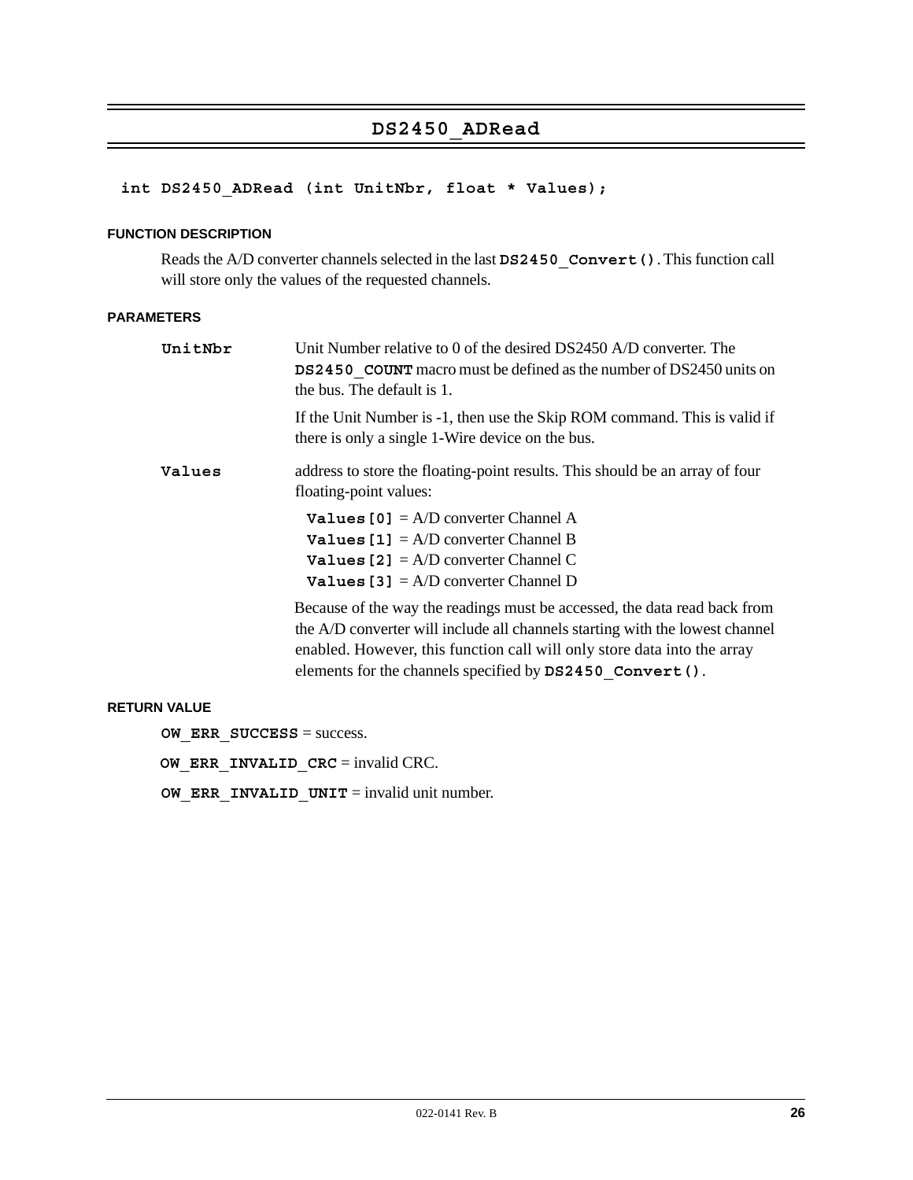## DS2450_ADRead

```
int DS2450_ADRead (int UnitNbr, float * Values);
```

#### FUNCTION DESCRIPTION

Reads the A/D converter channels selected in the last **DS2450_Convert()**. This function call will store only the values of the requested channels.

#### PARAMETERS

**UnitNbr**

Unit Number relative to 0 of the desired DS2450 A/D converter. The **DS2450_COUNT** macro must be defined as the number of DS2450 units on the bus. The default is 1.

If the Unit Number is -1, then use the Skip ROM command. This is valid if there is only a single 1-Wire device on the bus.

**Values**

address to store the floating-point results. This should be an array of four floating-point values:

**Values[0]** = A/D converter Channel A
**Values[1]** = A/D converter Channel B
**Values[2]** = A/D converter Channel C
**Values[3]** = A/D converter Channel D

Because of the way the readings must be accessed, the data read back from the A/D converter will include all channels starting with the lowest channel enabled. However, this function call will only store data into the array elements for the channels specified by **DS2450_Convert()**.

#### RETURN VALUE

**OW_ERR_SUCCESS** = success.

**OW_ERR_INVALID_CRC** = invalid CRC.

**OW_ERR_INVALID_UNIT** = invalid unit number.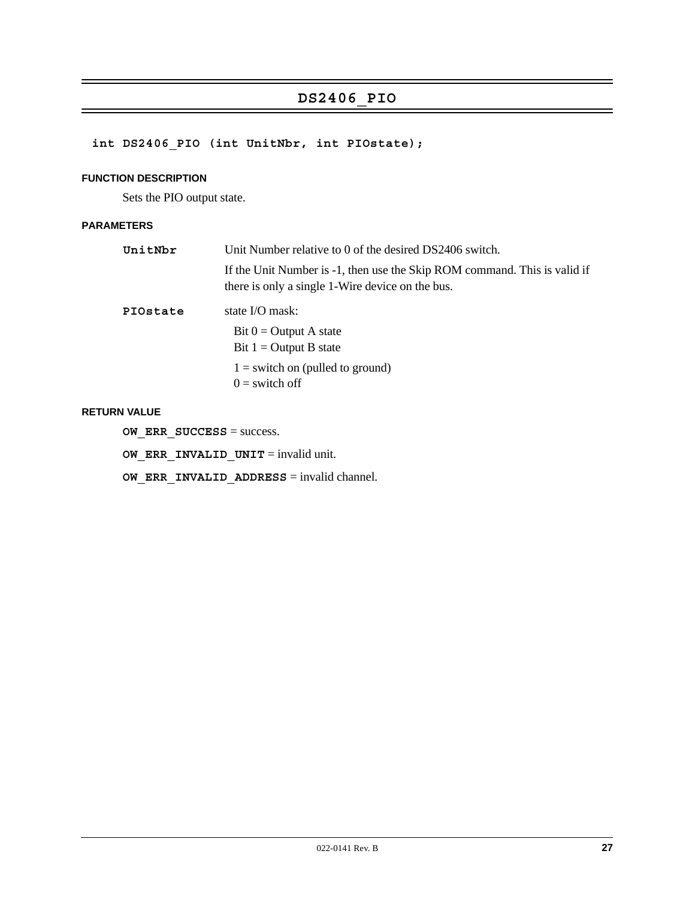## DS2406_PIO

```
int DS2406_PIO (int UnitNbr, int PIOstate);
```

#### FUNCTION DESCRIPTION

Sets the PIO output state.

#### PARAMETERS

**UnitNbr** Unit Number relative to 0 of the desired DS2406 switch.

If the Unit Number is -1, then use the Skip ROM command. This is valid if there is only a single 1-Wire device on the bus.

**PIOstate** state I/O mask:

Bit 0 = Output A state
Bit 1 = Output B state

1 = switch on (pulled to ground)
0 = switch off

#### RETURN VALUE

**OW_ERR_SUCCESS** = success.

**OW_ERR_INVALID_UNIT** = invalid unit.

**OW_ERR_INVALID_ADDRESS** = invalid channel.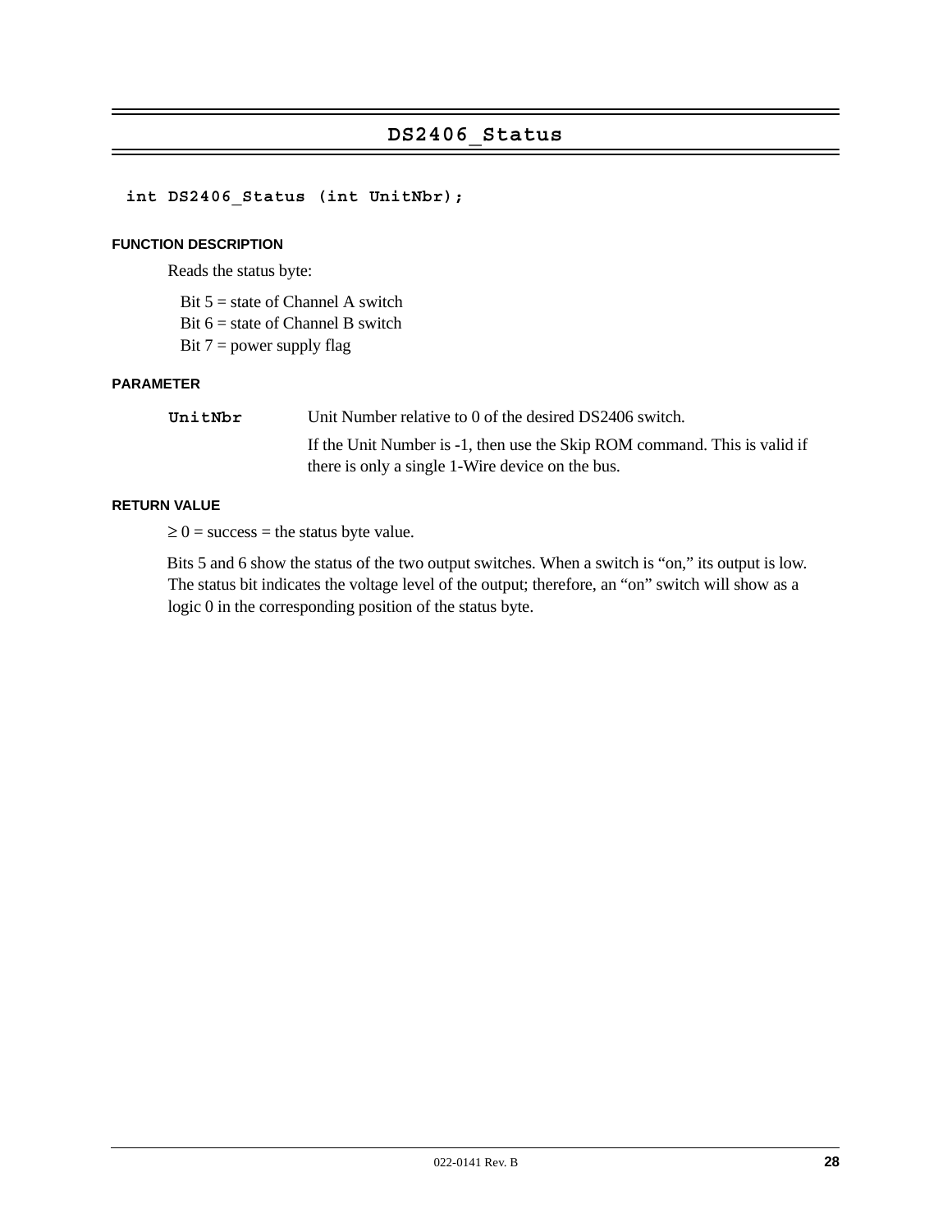## DS2406_Status

```
int DS2406_Status (int UnitNbr);
```

#### FUNCTION DESCRIPTION

Reads the status byte:

Bit 5 = state of Channel A switch
Bit 6 = state of Channel B switch
Bit 7 = power supply flag

#### PARAMETER

**UnitNbr** Unit Number relative to 0 of the desired DS2406 switch.

If the Unit Number is -1, then use the Skip ROM command. This is valid if there is only a single 1-Wire device on the bus.

#### RETURN VALUE

≥ 0 = success = the status byte value.

Bits 5 and 6 show the status of the two output switches. When a switch is “on,” its output is low. The status bit indicates the voltage level of the output; therefore, an “on” switch will show as a logic 0 in the corresponding position of the status byte.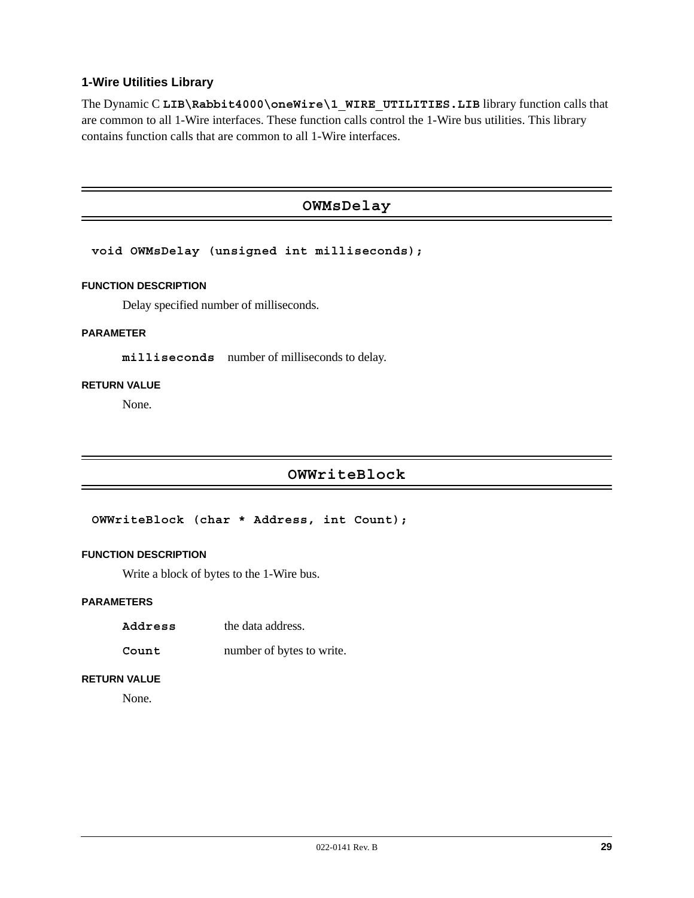### 1-Wire Utilities Library

The Dynamic C **LIB\Rabbit4000\oneWire\1_WIRE_UTILITIES.LIB** library function calls that are common to all 1-Wire interfaces. These function calls control the 1-Wire bus utilities. This library contains function calls that are common to all 1-Wire interfaces.

## OWMsDelay

```
void OWMsDelay (unsigned int milliseconds);
```

**FUNCTION DESCRIPTION**

Delay specified number of milliseconds.

**PARAMETER**

**milliseconds** number of milliseconds to delay.

**RETURN VALUE**

None.

## OWWriteBlock

```
OWWriteBlock (char * Address, int Count);
```

**FUNCTION DESCRIPTION**

Write a block of bytes to the 1-Wire bus.

**PARAMETERS**

**Address** the data address.

**Count** number of bytes to write.

**RETURN VALUE**

None.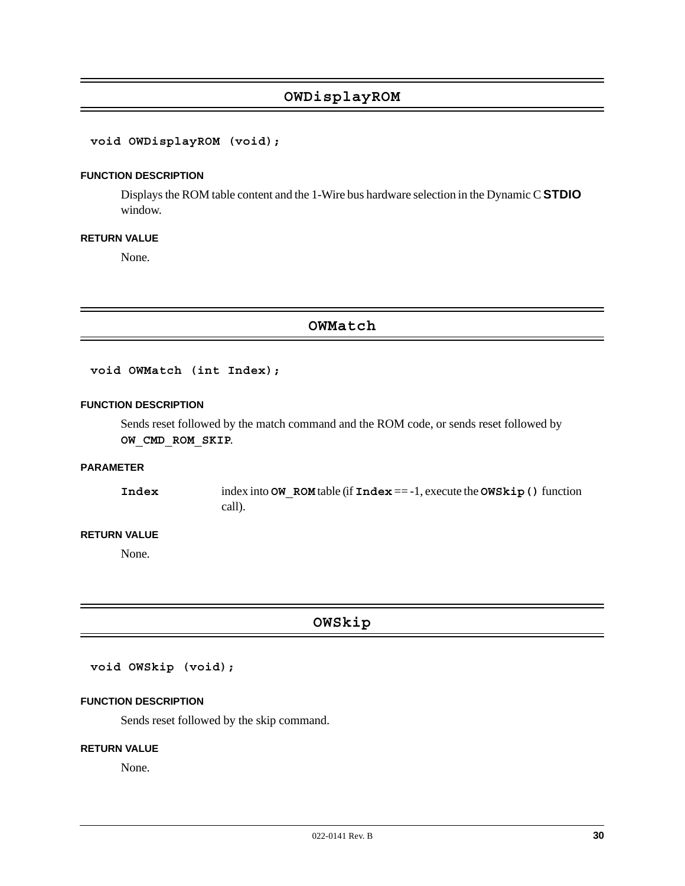## OWDisplayROM

```
void OWDisplayROM (void);
```

**FUNCTION DESCRIPTION**

Displays the ROM table content and the 1-Wire bus hardware selection in the Dynamic C **STDIO** window.

**RETURN VALUE**

None.

## OWMatch

```
void OWMatch (int Index);
```

**FUNCTION DESCRIPTION**

Sends reset followed by the match command and the ROM code, or sends reset followed by **`OW_CMD_ROM_SKIP`**.

**PARAMETER**

| | |
|---|---|
| **`Index`** | index into **`OW_ROM`** table (if **`Index`** == -1, execute the **`OWSkip()`** function call). |

**RETURN VALUE**

None.

## OWSkip

```
void OWSkip (void);
```

**FUNCTION DESCRIPTION**

Sends reset followed by the skip command.

**RETURN VALUE**

None.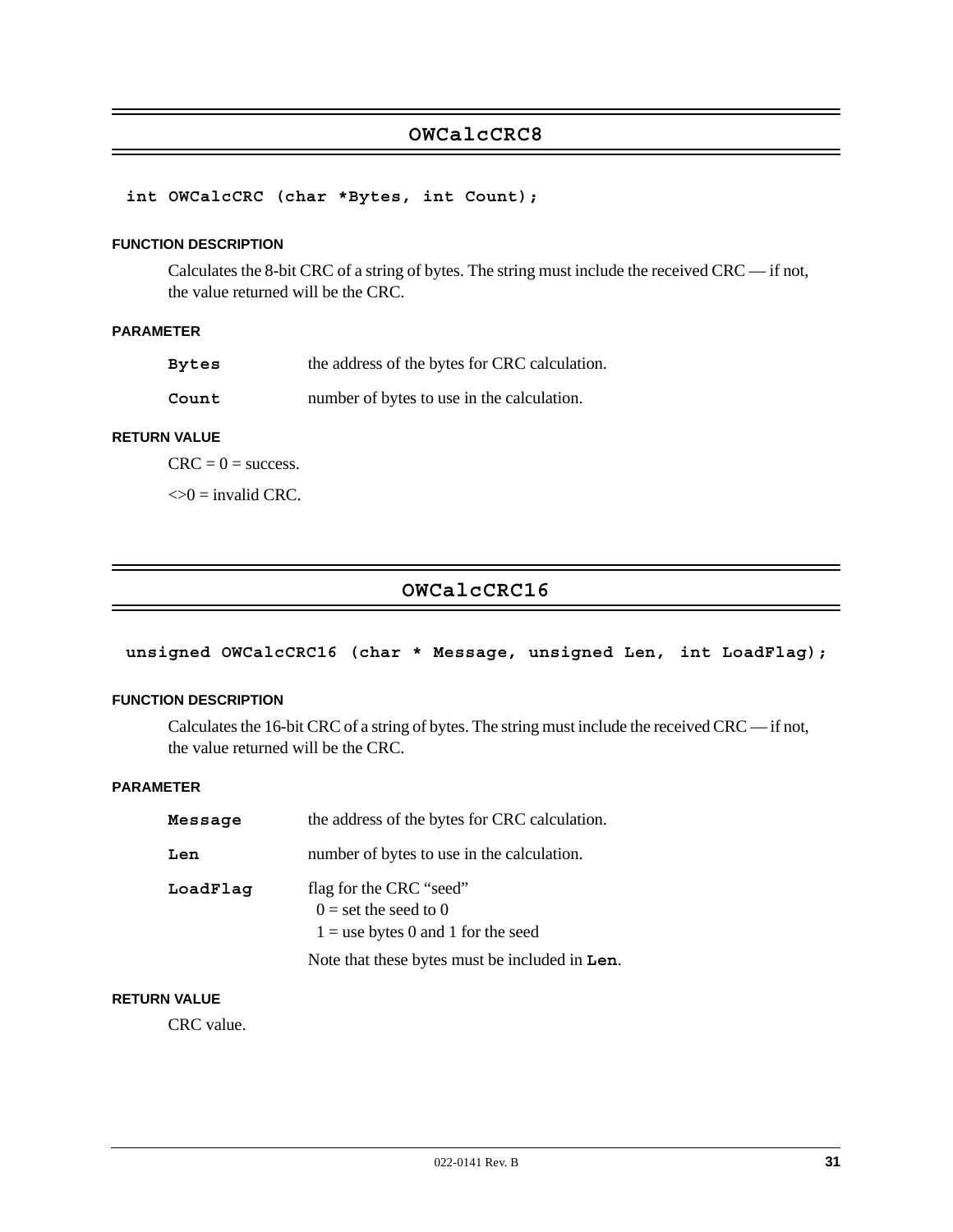## OWCalcCRC8

```
int OWCalcCRC (char *Bytes, int Count);
```

### FUNCTION DESCRIPTION

Calculates the 8-bit CRC of a string of bytes. The string must include the received CRC — if not, the value returned will be the CRC.

### PARAMETER

| | |
|---|---|
| **Bytes** | the address of the bytes for CRC calculation. |
| **Count** | number of bytes to use in the calculation. |

### RETURN VALUE

CRC = 0 = success.

<>0 = invalid CRC.

## OWCalcCRC16

```
unsigned OWCalcCRC16 (char * Message, unsigned Len, int LoadFlag);
```

### FUNCTION DESCRIPTION

Calculates the 16-bit CRC of a string of bytes. The string must include the received CRC — if not, the value returned will be the CRC.

### PARAMETER

| | |
|---|---|
| **Message** | the address of the bytes for CRC calculation. |
| **Len** | number of bytes to use in the calculation. |
| **LoadFlag** | flag for the CRC “seed”<br>0 = set the seed to 0<br>1 = use bytes 0 and 1 for the seed<br><br>Note that these bytes must be included in **Len**. |

### RETURN VALUE

CRC value.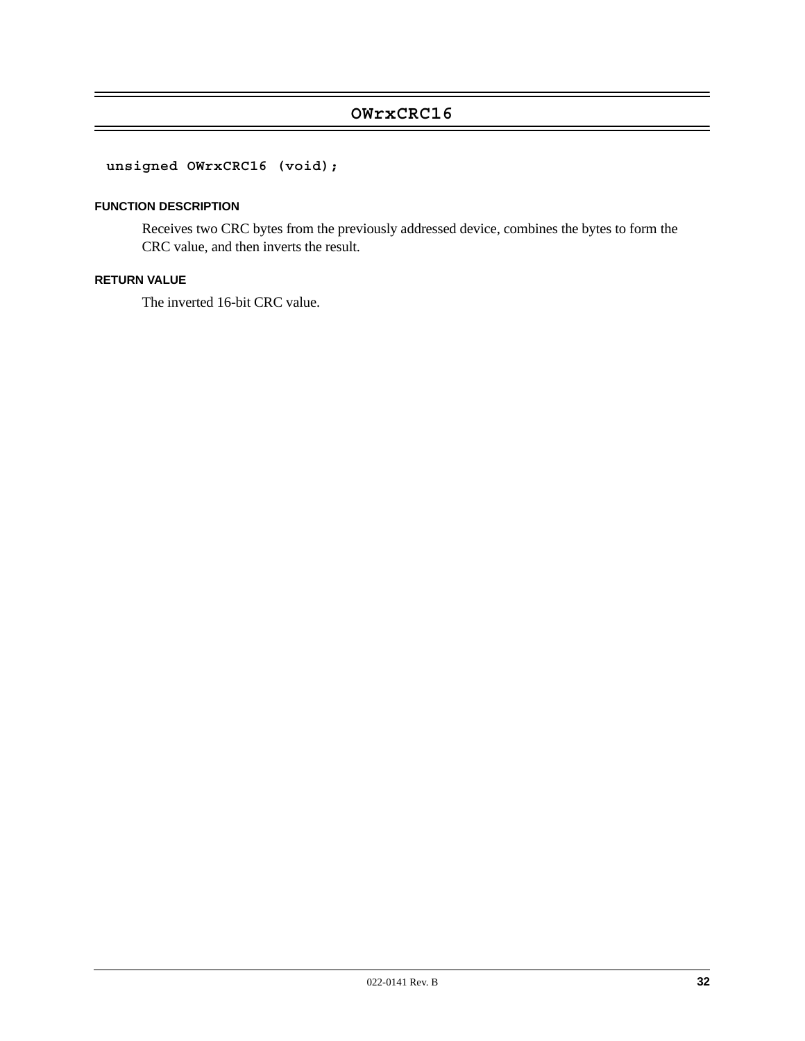## OWrxCRC16

```
unsigned OWrxCRC16 (void);
```

#### FUNCTION DESCRIPTION

Receives two CRC bytes from the previously addressed device, combines the bytes to form the CRC value, and then inverts the result.

#### RETURN VALUE

The inverted 16-bit CRC value.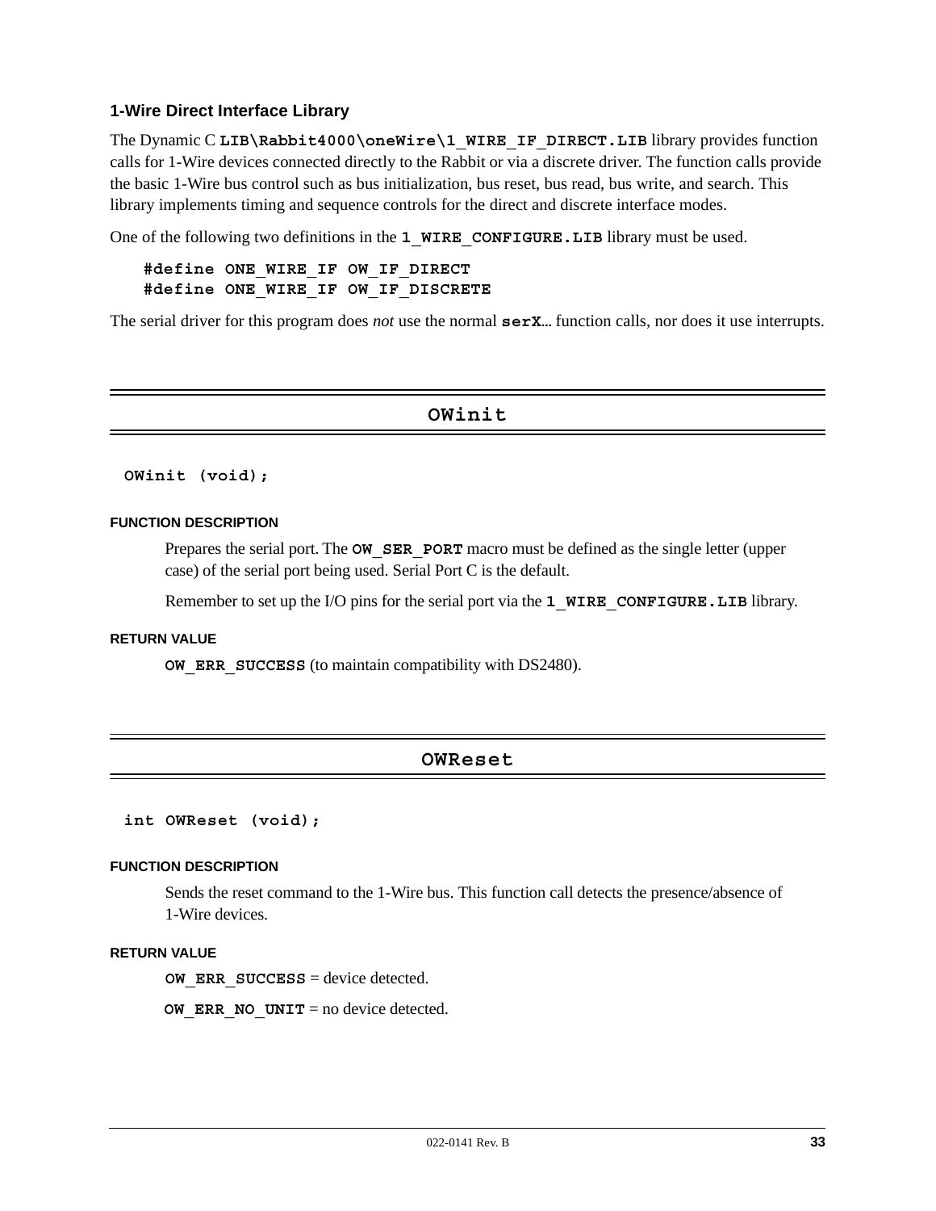### 1-Wire Direct Interface Library

The Dynamic C **`LIB\Rabbit4000\oneWire\1_WIRE_IF_DIRECT.LIB`** library provides function calls for 1-Wire devices connected directly to the Rabbit or via a discrete driver. The function calls provide the basic 1-Wire bus control such as bus initialization, bus reset, bus read, bus write, and search. This library implements timing and sequence controls for the direct and discrete interface modes.

One of the following two definitions in the **`1_WIRE_CONFIGURE.LIB`** library must be used.

```
#define ONE_WIRE_IF OW_IF_DIRECT
#define ONE_WIRE_IF OW_IF_DISCRETE
```

The serial driver for this program does *not* use the normal **`serX...`** function calls, nor does it use interrupts.

## OWinit

```
OWinit (void);
```

**FUNCTION DESCRIPTION**

Prepares the serial port. The **`OW_SER_PORT`** macro must be defined as the single letter (upper case) of the serial port being used. Serial Port C is the default.

Remember to set up the I/O pins for the serial port via the **`1_WIRE_CONFIGURE.LIB`** library.

**RETURN VALUE**

**`OW_ERR_SUCCESS`** (to maintain compatibility with DS2480).

## OWReset

```
int OWReset (void);
```

**FUNCTION DESCRIPTION**

Sends the reset command to the 1-Wire bus. This function call detects the presence/absence of 1-Wire devices.

**RETURN VALUE**

**`OW_ERR_SUCCESS`** = device detected.

**`OW_ERR_NO_UNIT`** = no device detected.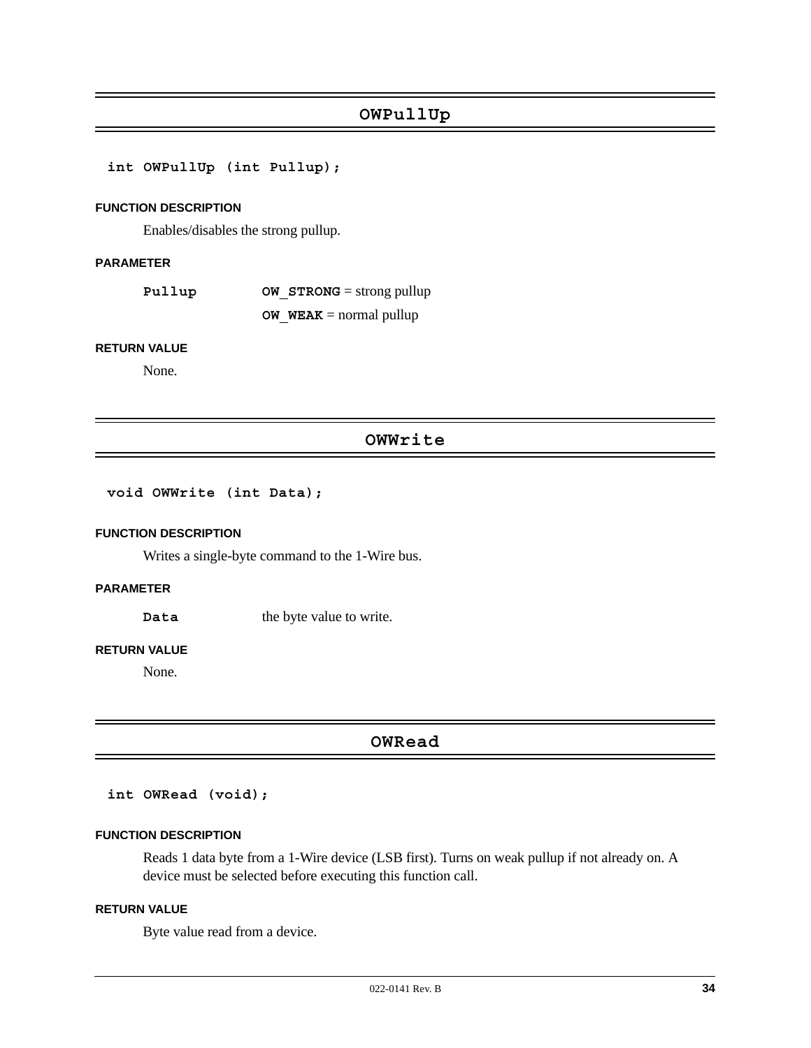## OWPullUp

```
int OWPullUp (int Pullup);
```

**FUNCTION DESCRIPTION**

Enables/disables the strong pullup.

**PARAMETER**

| | |
|---|---|
| **Pullup** | **OW_STRONG** = strong pullup |
| | **OW_WEAK** = normal pullup |

**RETURN VALUE**

None.

## OWWrite

```
void OWWrite (int Data);
```

**FUNCTION DESCRIPTION**

Writes a single-byte command to the 1-Wire bus.

**PARAMETER**

| | |
|---|---|
| **Data** | the byte value to write. |

**RETURN VALUE**

None.

## OWRead

```
int OWRead (void);
```

**FUNCTION DESCRIPTION**

Reads 1 data byte from a 1-Wire device (LSB first). Turns on weak pullup if not already on. A device must be selected before executing this function call.

**RETURN VALUE**

Byte value read from a device.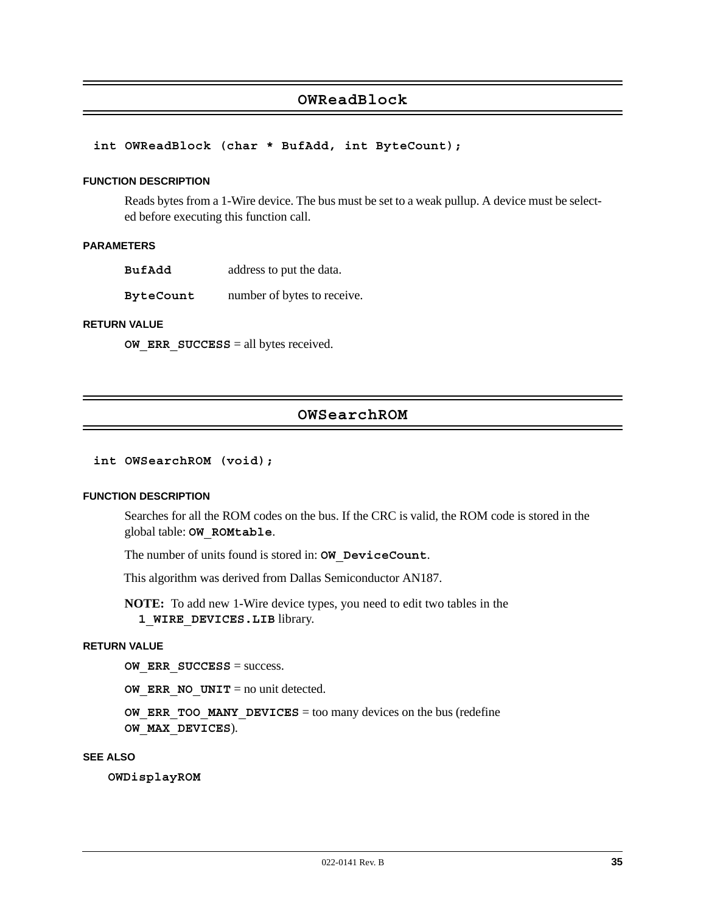## OWReadBlock

```
int OWReadBlock (char * BufAdd, int ByteCount);
```

#### FUNCTION DESCRIPTION

Reads bytes from a 1-Wire device. The bus must be set to a weak pullup. A device must be selected before executing this function call.

#### PARAMETERS

| | |
|---|---|
| **`BufAdd`** | address to put the data. |
| **`ByteCount`** | number of bytes to receive. |

#### RETURN VALUE

**`OW_ERR_SUCCESS`** = all bytes received.

## OWSearchROM

```
int OWSearchROM (void);
```

#### FUNCTION DESCRIPTION

Searches for all the ROM codes on the bus. If the CRC is valid, the ROM code is stored in the global table: **`OW_ROMtable`**.

The number of units found is stored in: **`OW_DeviceCount`**.

This algorithm was derived from Dallas Semiconductor AN187.

**NOTE:** To add new 1-Wire device types, you need to edit two tables in the **`1_WIRE_DEVICES.LIB`** library.

#### RETURN VALUE

**`OW_ERR_SUCCESS`** = success.

**`OW_ERR_NO_UNIT`** = no unit detected.

**`OW_ERR_TOO_MANY_DEVICES`** = too many devices on the bus (redefine **`OW_MAX_DEVICES`**).

#### SEE ALSO

**`OWDisplayROM`**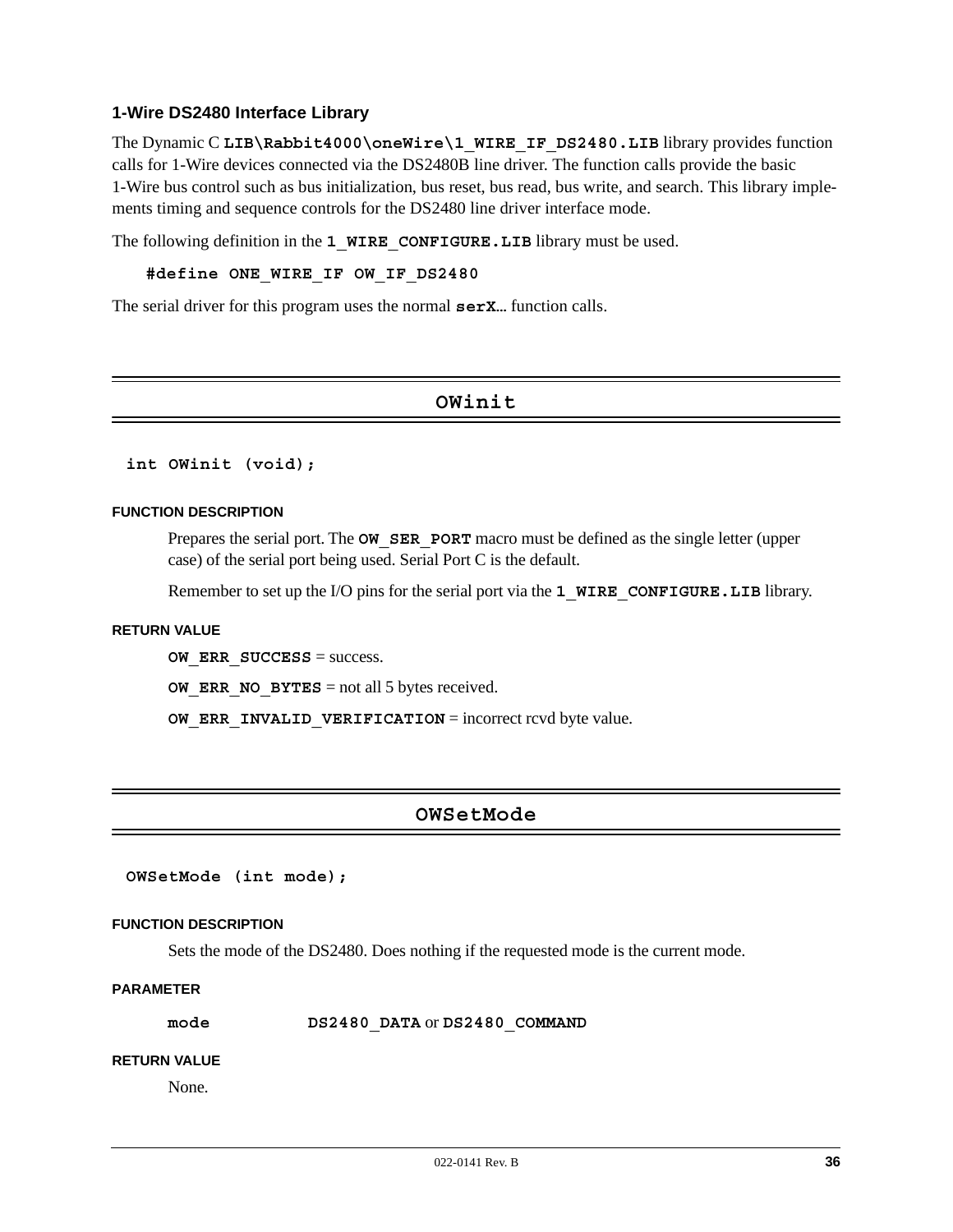### 1-Wire DS2480 Interface Library

The Dynamic C **LIB\Rabbit4000\oneWire\1_WIRE_IF_DS2480.LIB** library provides function calls for 1-Wire devices connected via the DS2480B line driver. The function calls provide the basic 1-Wire bus control such as bus initialization, bus reset, bus read, bus write, and search. This library implements timing and sequence controls for the DS2480 line driver interface mode.

The following definition in the **1_WIRE_CONFIGURE.LIB** library must be used.

```
#define ONE_WIRE_IF OW_IF_DS2480
```

The serial driver for this program uses the normal **serX**... function calls.

## OWinit

```
int OWinit (void);
```

#### FUNCTION DESCRIPTION

Prepares the serial port. The **OW_SER_PORT** macro must be defined as the single letter (upper case) of the serial port being used. Serial Port C is the default.

Remember to set up the I/O pins for the serial port via the **1_WIRE_CONFIGURE.LIB** library.

#### RETURN VALUE

**OW_ERR_SUCCESS** = success.

**OW_ERR_NO_BYTES** = not all 5 bytes received.

**OW_ERR_INVALID_VERIFICATION** = incorrect rcvd byte value.

## OWSetMode

```
OWSetMode (int mode);
```

#### FUNCTION DESCRIPTION

Sets the mode of the DS2480. Does nothing if the requested mode is the current mode.

#### PARAMETER

**mode** **DS2480_DATA** or **DS2480_COMMAND**

#### RETURN VALUE

None.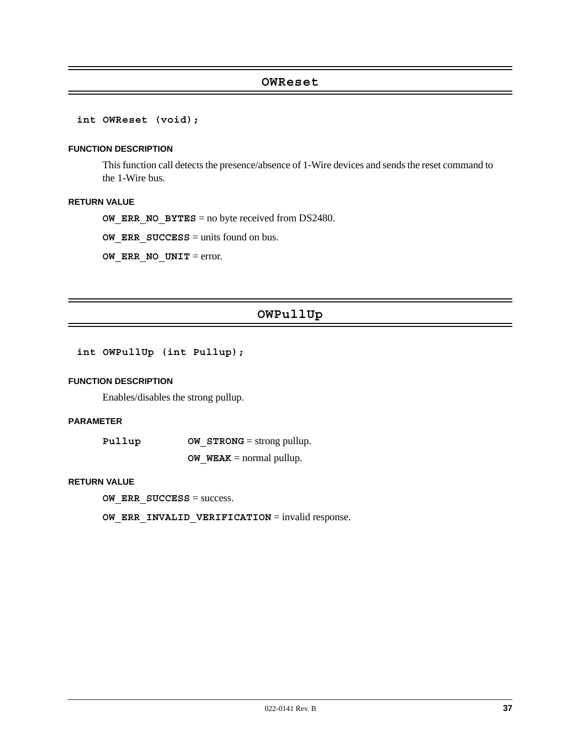## OWReset

```
int OWReset (void);
```

#### FUNCTION DESCRIPTION

This function call detects the presence/absence of 1-Wire devices and sends the reset command to the 1-Wire bus.

#### RETURN VALUE

**OW_ERR_NO_BYTES** = no byte received from DS2480.

**OW_ERR_SUCCESS** = units found on bus.

**OW_ERR_NO_UNIT** = error.

## OWPullUp

```
int OWPullUp (int Pullup);
```

#### FUNCTION DESCRIPTION

Enables/disables the strong pullup.

#### PARAMETER

**Pullup** **OW_STRONG** = strong pullup.

**OW_WEAK** = normal pullup.

#### RETURN VALUE

**OW_ERR_SUCCESS** = success.

**OW_ERR_INVALID_VERIFICATION** = invalid response.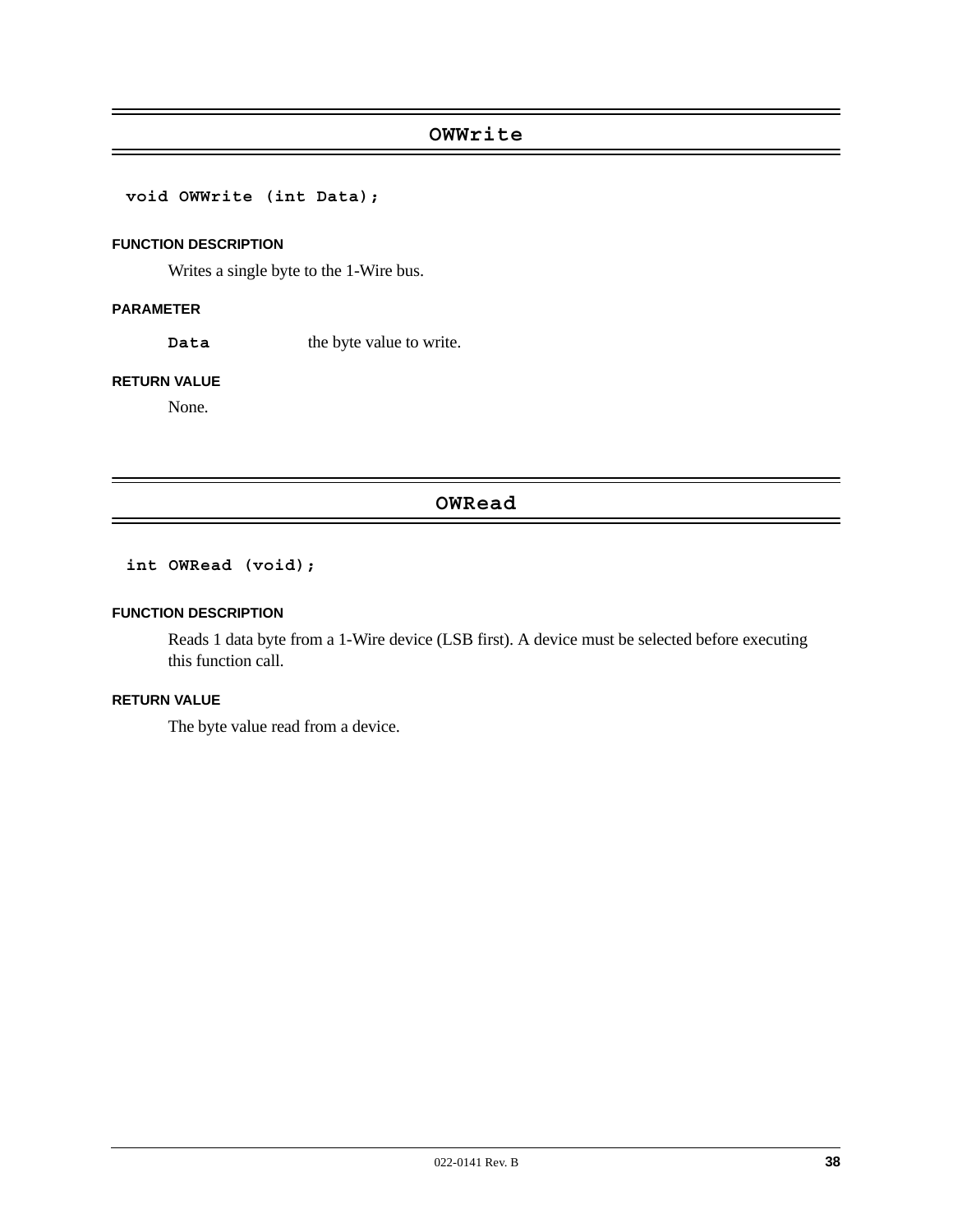## OWWrite

```
void OWWrite (int Data);
```

**FUNCTION DESCRIPTION**

Writes a single byte to the 1-Wire bus.

**PARAMETER**

**`Data`** the byte value to write.

**RETURN VALUE**

None.

## OWRead

```
int OWRead (void);
```

**FUNCTION DESCRIPTION**

Reads 1 data byte from a 1-Wire device (LSB first). A device must be selected before executing this function call.

**RETURN VALUE**

The byte value read from a device.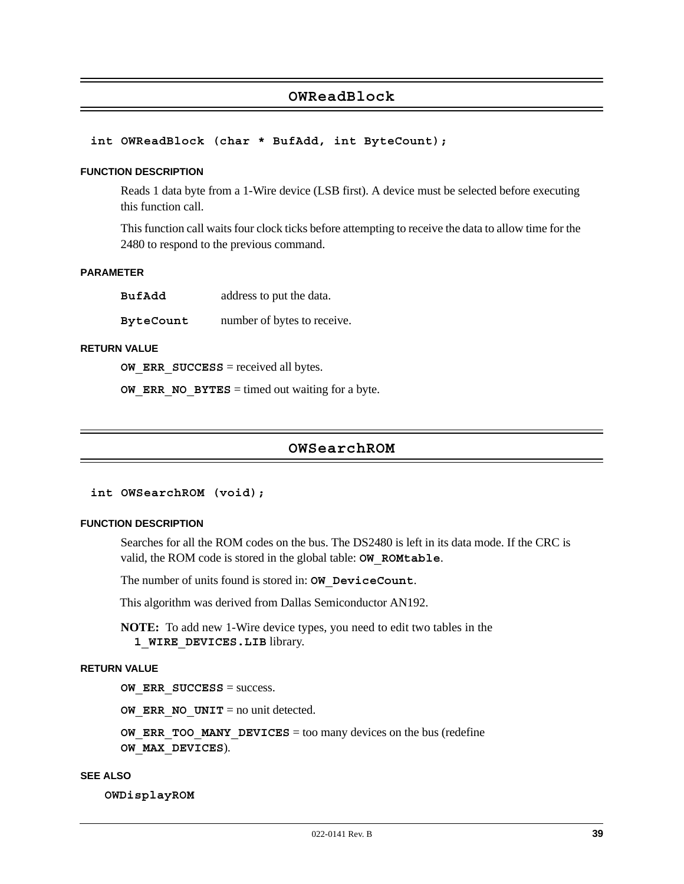## OWReadBlock

```
int OWReadBlock (char * BufAdd, int ByteCount);
```

#### FUNCTION DESCRIPTION

Reads 1 data byte from a 1-Wire device (LSB first). A device must be selected before executing this function call.

This function call waits four clock ticks before attempting to receive the data to allow time for the 2480 to respond to the previous command.

#### PARAMETER

| | |
|---|---|
| **BufAdd** | address to put the data. |
| **ByteCount** | number of bytes to receive. |

#### RETURN VALUE

**OW_ERR_SUCCESS** = received all bytes.

**OW_ERR_NO_BYTES** = timed out waiting for a byte.

## OWSearchROM

```
int OWSearchROM (void);
```

#### FUNCTION DESCRIPTION

Searches for all the ROM codes on the bus. The DS2480 is left in its data mode. If the CRC is valid, the ROM code is stored in the global table: **OW_ROMtable**.

The number of units found is stored in: **OW_DeviceCount**.

This algorithm was derived from Dallas Semiconductor AN192.

**NOTE:** To add new 1-Wire device types, you need to edit two tables in the **1_WIRE_DEVICES.LIB** library.

#### RETURN VALUE

**OW_ERR_SUCCESS** = success.

**OW_ERR_NO_UNIT** = no unit detected.

**OW_ERR_TOO_MANY_DEVICES** = too many devices on the bus (redefine **OW_MAX_DEVICES**).

#### SEE ALSO

**OWDisplayROM**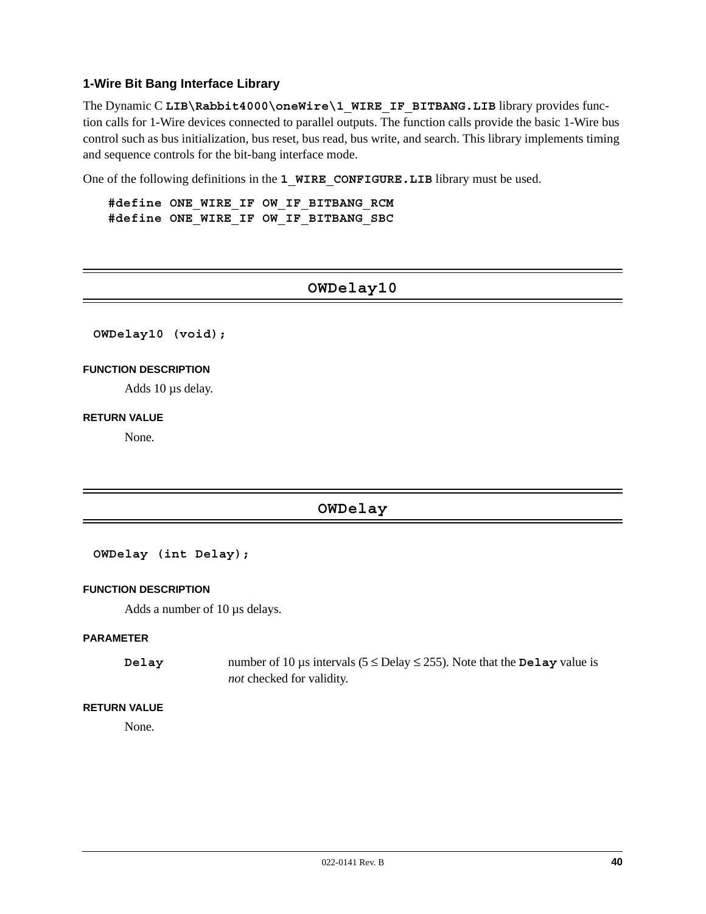### 1-Wire Bit Bang Interface Library

The Dynamic C **LIB\Rabbit4000\oneWire\1_WIRE_IF_BITBANG.LIB** library provides function calls for 1-Wire devices connected to parallel outputs. The function calls provide the basic 1-Wire bus control such as bus initialization, bus reset, bus read, bus write, and search. This library implements timing and sequence controls for the bit-bang interface mode.

One of the following definitions in the **1_WIRE_CONFIGURE.LIB** library must be used.

```
#define ONE_WIRE_IF OW_IF_BITBANG_RCM
#define ONE_WIRE_IF OW_IF_BITBANG_SBC
```

## OWDelay10

```
OWDelay10 (void);
```

**FUNCTION DESCRIPTION**

Adds 10 µs delay.

**RETURN VALUE**

None.

## OWDelay

```
OWDelay (int Delay);
```

**FUNCTION DESCRIPTION**

Adds a number of 10 µs delays.

**PARAMETER**

**Delay** number of 10 µs intervals ($5 \leq \text{Delay} \leq 255$). Note that the **Delay** value is *not* checked for validity.

**RETURN VALUE**

None.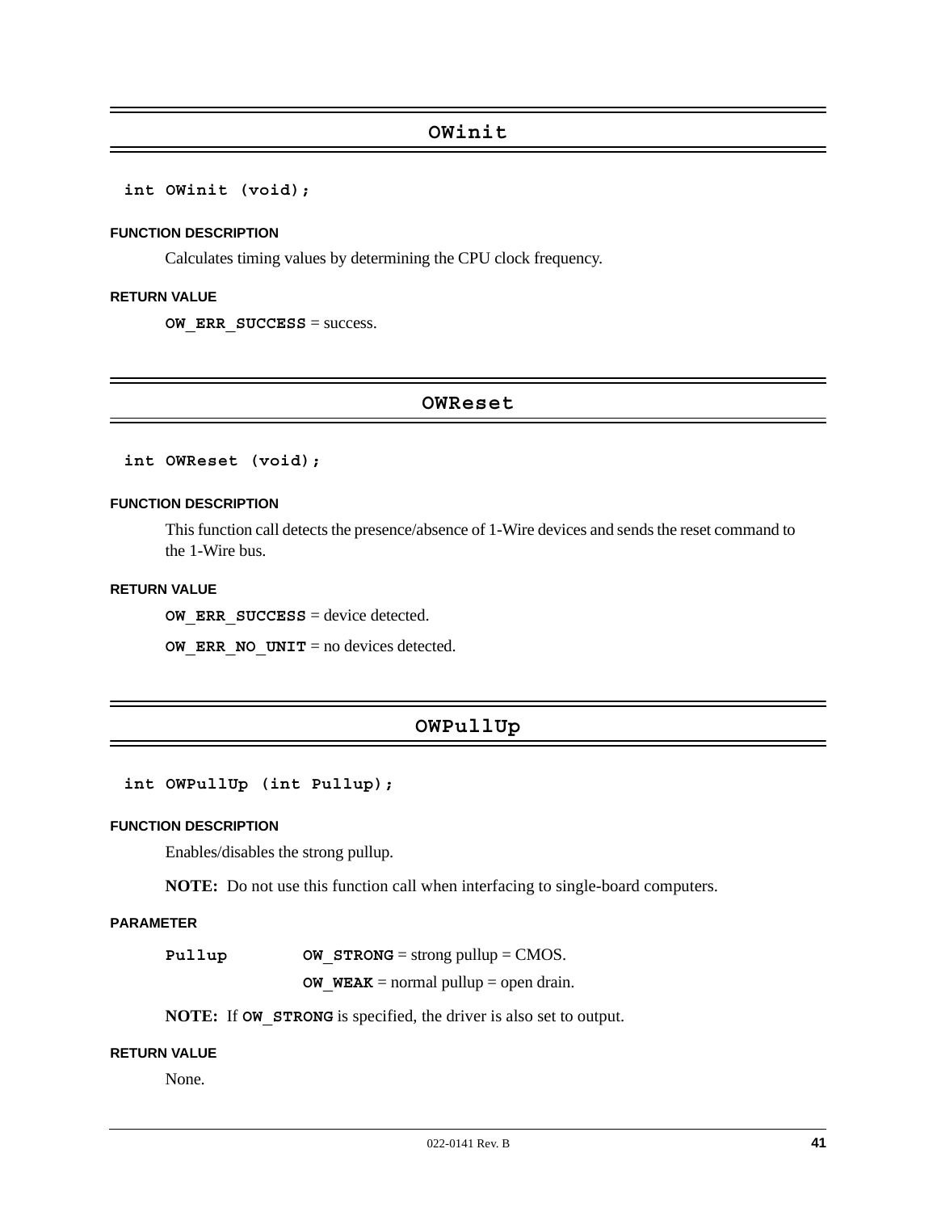## OWinit

```
int OWinit (void);
```

**FUNCTION DESCRIPTION**

Calculates timing values by determining the CPU clock frequency.

**RETURN VALUE**

**`OW_ERR_SUCCESS`** = success.

## OWReset

```
int OWReset (void);
```

**FUNCTION DESCRIPTION**

This function call detects the presence/absence of 1-Wire devices and sends the reset command to the 1-Wire bus.

**RETURN VALUE**

**`OW_ERR_SUCCESS`** = device detected.

**`OW_ERR_NO_UNIT`** = no devices detected.

## OWPullUp

```
int OWPullUp (int Pullup);
```

**FUNCTION DESCRIPTION**

Enables/disables the strong pullup.

**NOTE:** Do not use this function call when interfacing to single-board computers.

**PARAMETER**

**`Pullup`** — **`OW_STRONG`** = strong pullup = CMOS.

**`OW_WEAK`** = normal pullup = open drain.

**NOTE:** If **`OW_STRONG`** is specified, the driver is also set to output.

**RETURN VALUE**

None.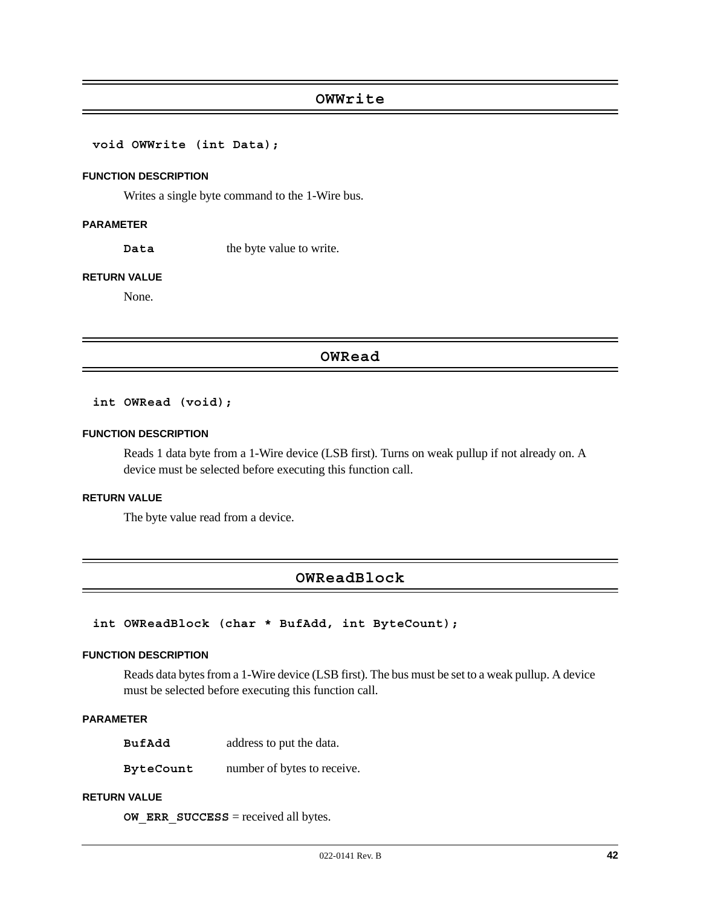## OWWrite

```
void OWWrite (int Data);
```

**FUNCTION DESCRIPTION**

Writes a single byte command to the 1-Wire bus.

**PARAMETER**

| | |
|---|---|
| **Data** | the byte value to write. |

**RETURN VALUE**

None.

## OWRead

```
int OWRead (void);
```

**FUNCTION DESCRIPTION**

Reads 1 data byte from a 1-Wire device (LSB first). Turns on weak pullup if not already on. A device must be selected before executing this function call.

**RETURN VALUE**

The byte value read from a device.

## OWReadBlock

```
int OWReadBlock (char * BufAdd, int ByteCount);
```

**FUNCTION DESCRIPTION**

Reads data bytes from a 1-Wire device (LSB first). The bus must be set to a weak pullup. A device must be selected before executing this function call.

**PARAMETER**

| | |
|---|---|
| **BufAdd** | address to put the data. |
| **ByteCount** | number of bytes to receive. |

**RETURN VALUE**

**OW_ERR_SUCCESS** = received all bytes.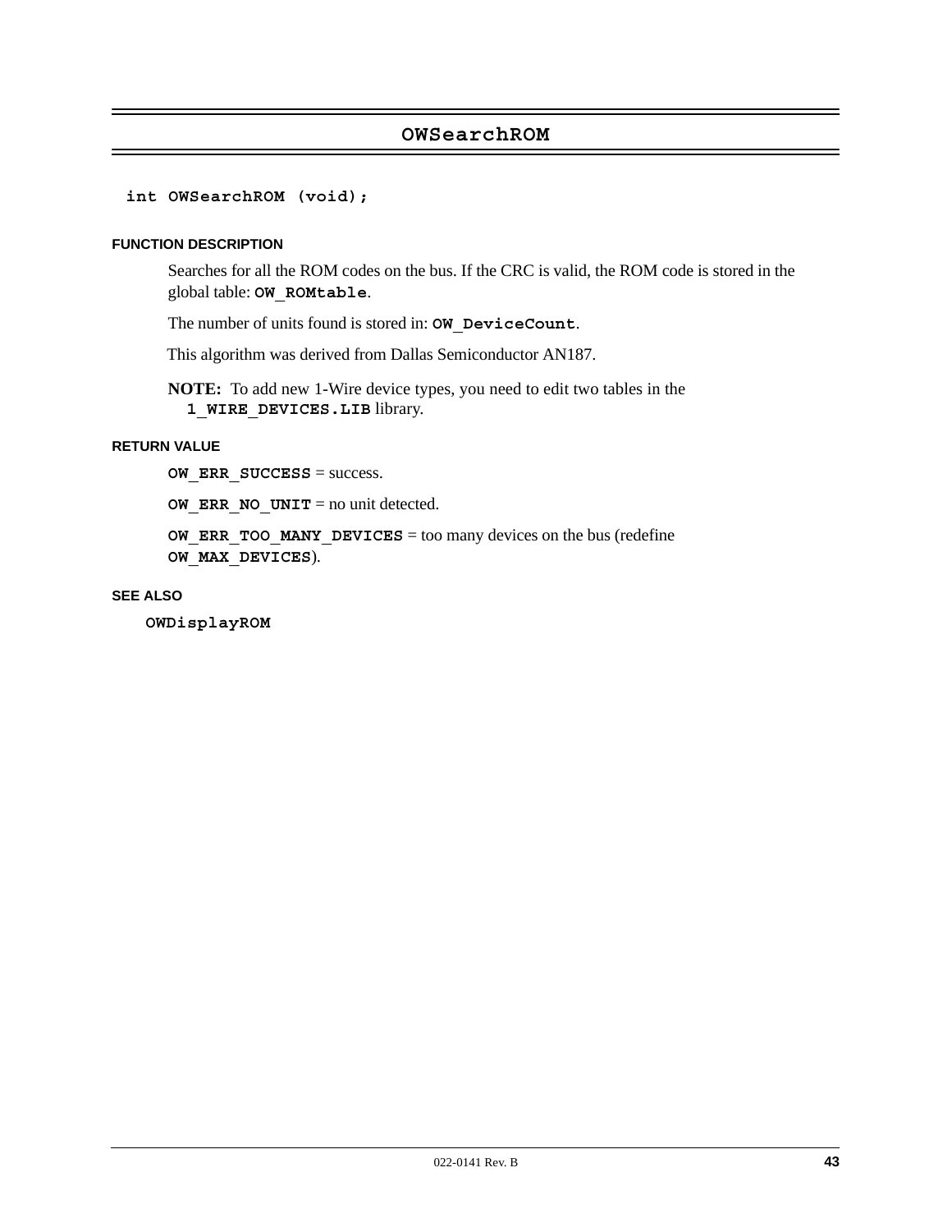## OWSearchROM

```
int OWSearchROM (void);
```

#### FUNCTION DESCRIPTION

Searches for all the ROM codes on the bus. If the CRC is valid, the ROM code is stored in the global table: **`OW_ROMtable`**.

The number of units found is stored in: **`OW_DeviceCount`**.

This algorithm was derived from Dallas Semiconductor AN187.

**NOTE:** To add new 1-Wire device types, you need to edit two tables in the **`1_WIRE_DEVICES.LIB`** library.

#### RETURN VALUE

**`OW_ERR_SUCCESS`** = success.

**`OW_ERR_NO_UNIT`** = no unit detected.

**`OW_ERR_TOO_MANY_DEVICES`** = too many devices on the bus (redefine **`OW_MAX_DEVICES`**).

#### SEE ALSO

**`OWDisplayROM`**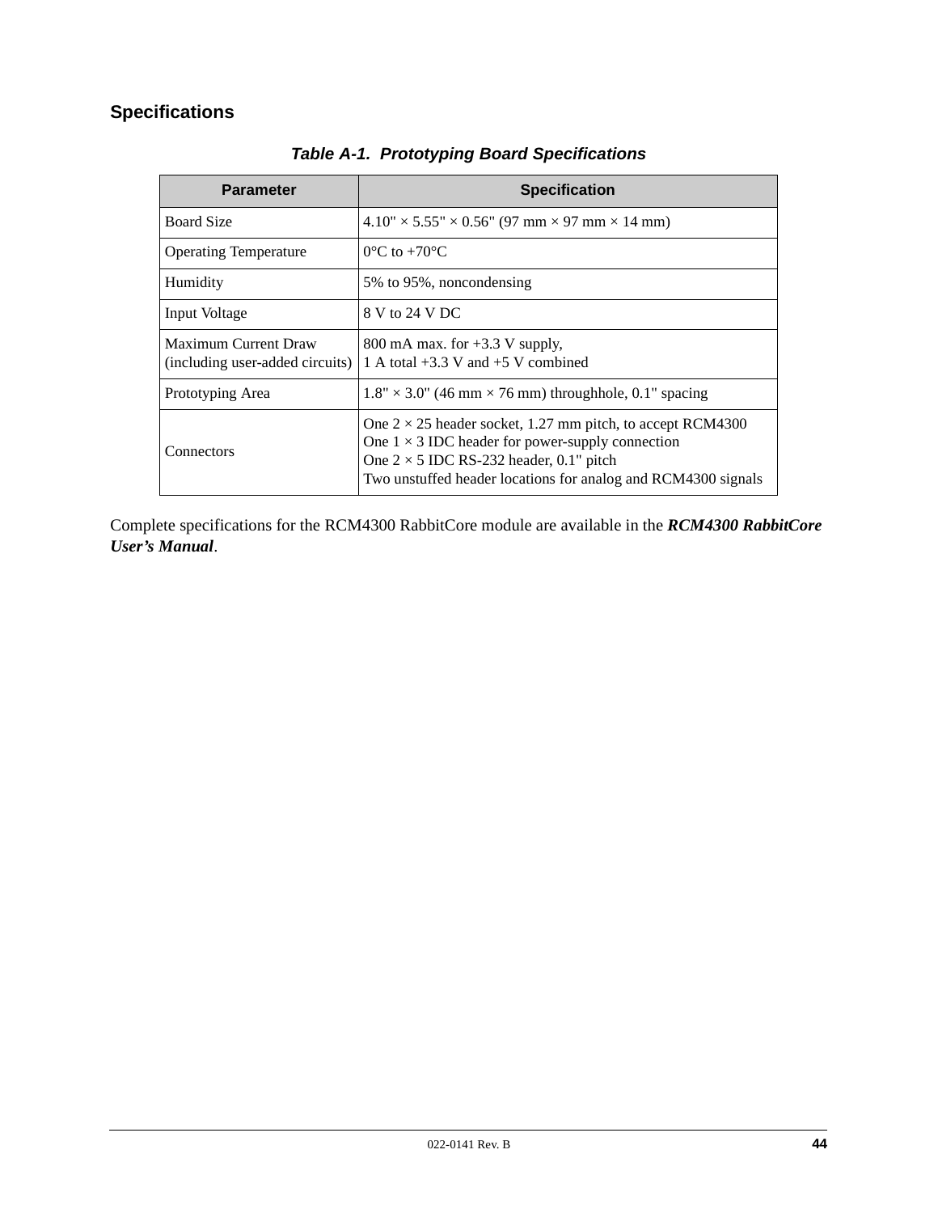## Specifications

***Table A-1. Prototyping Board Specifications***

| Parameter | Specification |
|---|---|
| Board Size | 4.10" × 5.55" × 0.56" (97 mm × 97 mm × 14 mm) |
| Operating Temperature | 0°C to +70°C |
| Humidity | 5% to 95%, noncondensing |
| Input Voltage | 8 V to 24 V DC |
| Maximum Current Draw (including user-added circuits) | 800 mA max. for +3.3 V supply,<br>1 A total +3.3 V and +5 V combined |
| Prototyping Area | 1.8" × 3.0" (46 mm × 76 mm) throughhole, 0.1" spacing |
| Connectors | One 2 × 25 header socket, 1.27 mm pitch, to accept RCM4300<br>One 1 × 3 IDC header for power-supply connection<br>One 2 × 5 IDC RS-232 header, 0.1" pitch<br>Two unstuffed header locations for analog and RCM4300 signals |

Complete specifications for the RCM4300 RabbitCore module are available in the ***RCM4300 RabbitCore User's Manual***.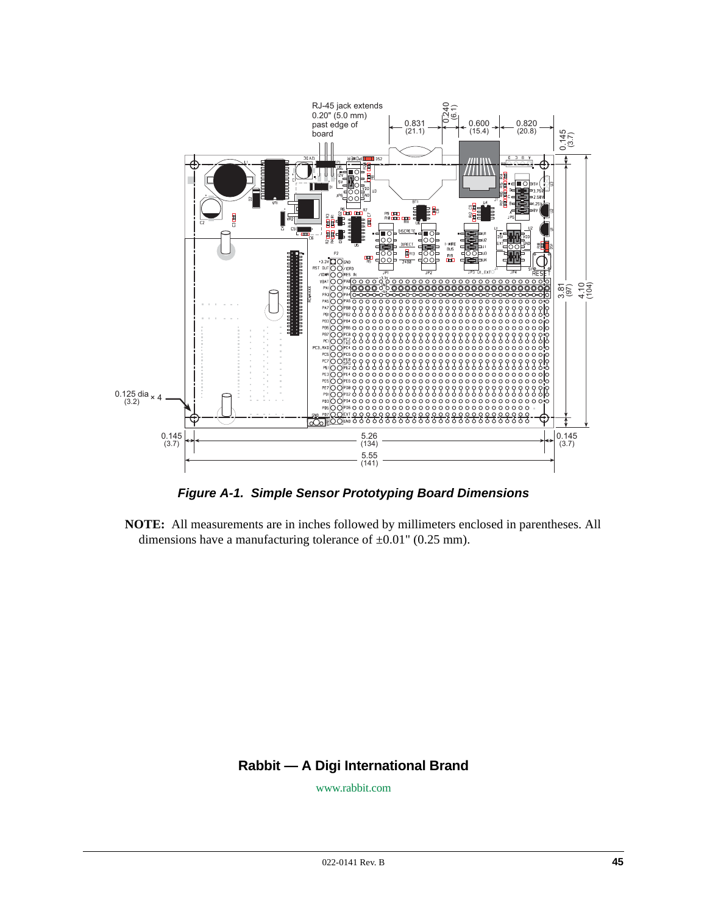RJ-45 jack extends 0.20" (5.0 mm) past edge of board

0.831 (21.1)

0.240 (6.1)

0.600 (15.4)

0.820 (20.8)

0.145 (3.7)

3.81 (97)

4.10 (104)

0.125 dia × 4 (3.2)

0.145 (3.7)

5.26 (134)

0.145 (3.7)

5.55 (141)

***Figure A-1. Simple Sensor Prototyping Board Dimensions***

**NOTE:** All measurements are in inches followed by millimeters enclosed in parentheses. All dimensions have a manufacturing tolerance of ±0.01" (0.25 mm).

**Rabbit — A Digi International Brand**

www.rabbit.com